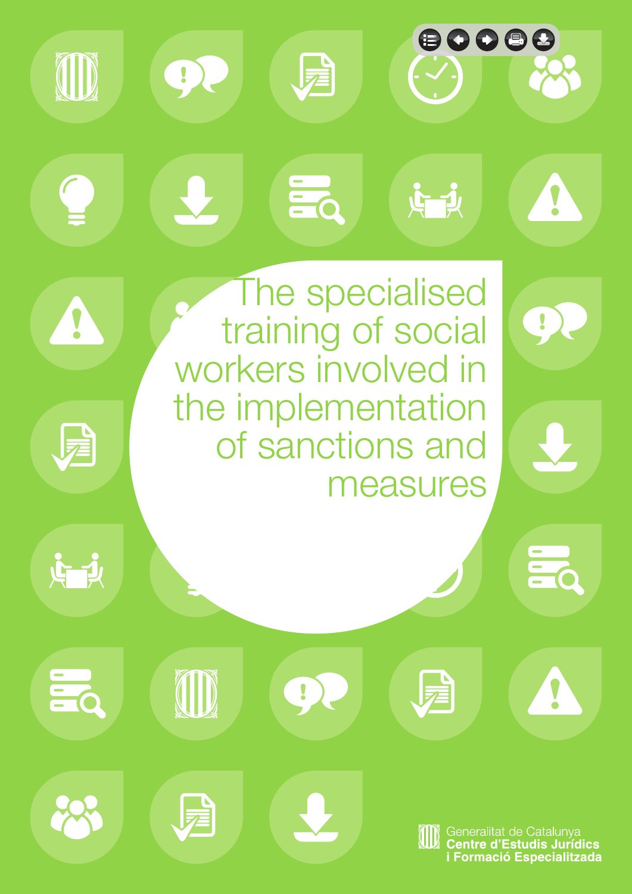# The specialised training of social workers involved in the implementation of sanctions and measures

Generalitat de Catalunya
**Centre d'Estudis Jurídics i Formació Especialitzada**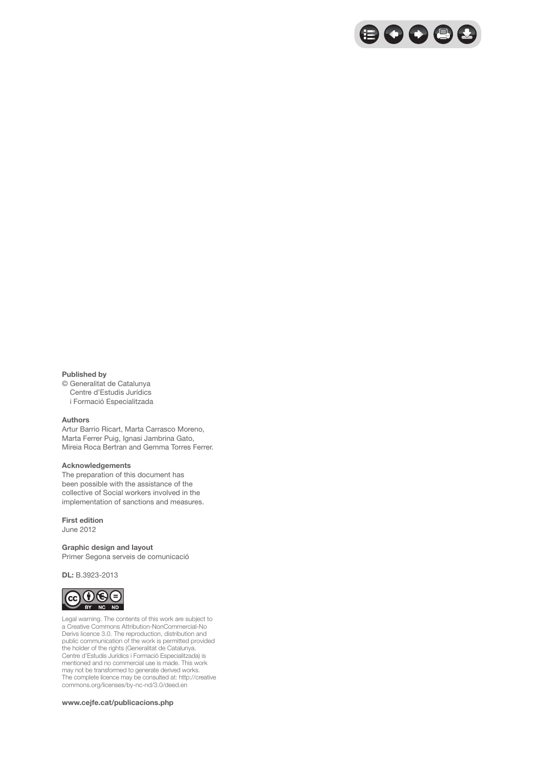**Published by**

© Generalitat de Catalunya
Centre d'Estudis Jurídics
i Formació Especialitzada

**Authors**

Artur Barrio Ricart, Marta Carrasco Moreno, Marta Ferrer Puig, Ignasi Jambrina Gato, Mireia Roca Bertran and Gemma Torres Ferrer.

**Acknowledgements**

The preparation of this document has been possible with the assistance of the collective of Social workers involved in the implementation of sanctions and measures.

**First edition**

June 2012

**Graphic design and layout**

Primer Segona serveis de comunicació

**DL:** B.3923-2013

Legal warning. The contents of this work are subject to a Creative Commons Attribution-NonCommercial-No Derivs licence 3.0. The reproduction, distribution and public communication of the work is permitted provided the holder of the rights (Generalitat de Catalunya. Centre d'Estudis Jurídics i Formació Especialitzada) is mentioned and no commercial use is made. This work may not be transformed to generate derived works. The complete licence may be consulted at: http://creativecommons.org/licenses/by-nc-nd/3.0/deed.en

**www.cejfe.cat/publicacions.php**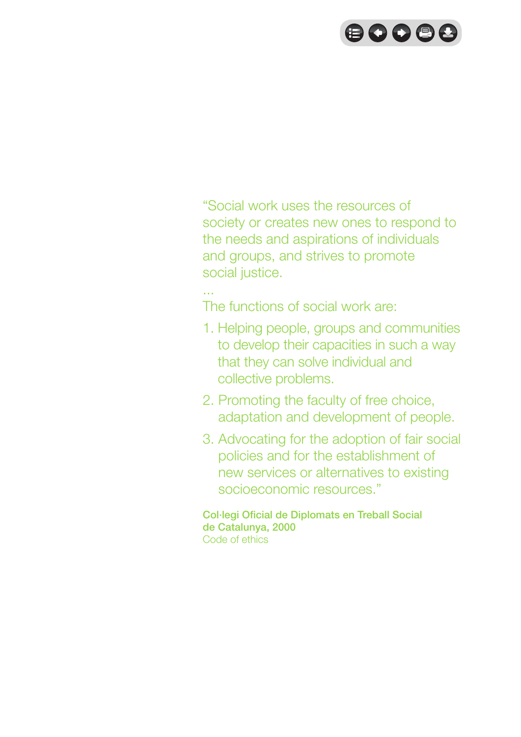"Social work uses the resources of society or creates new ones to respond to the needs and aspirations of individuals and groups, and strives to promote social justice.

...

The functions of social work are:

1. Helping people, groups and communities to develop their capacities in such a way that they can solve individual and collective problems.
2. Promoting the faculty of free choice, adaptation and development of people.
3. Advocating for the adoption of fair social policies and for the establishment of new services or alternatives to existing socioeconomic resources."

**Col·legi Oficial de Diplomats en Treball Social de Catalunya, 2000**
Code of ethics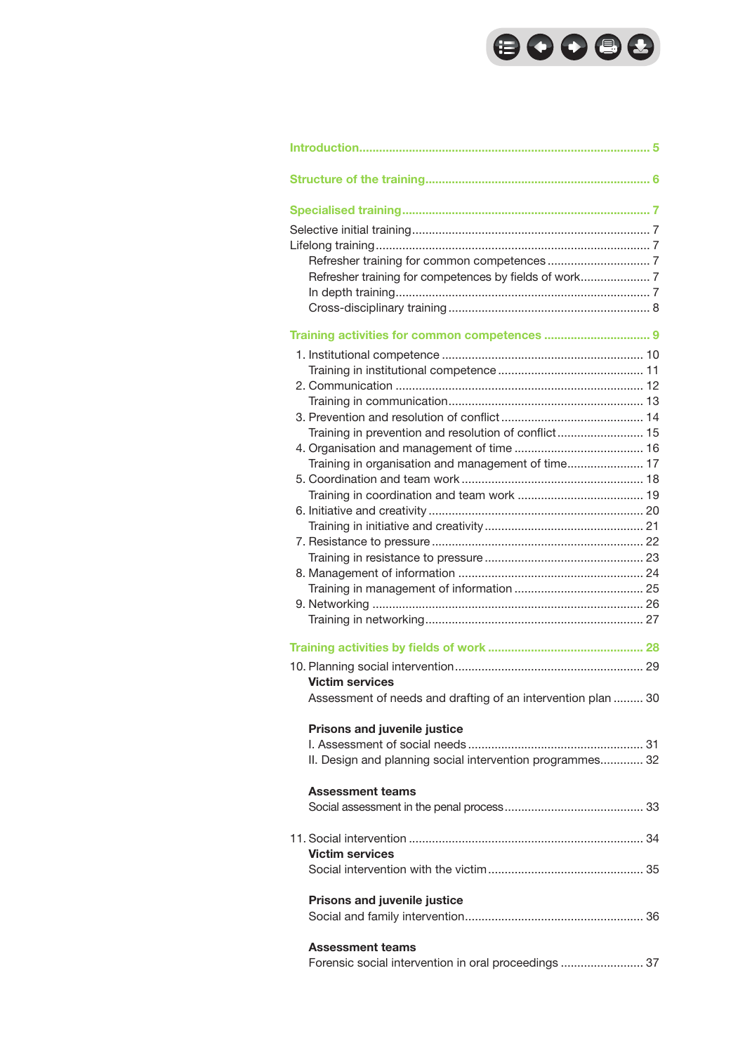Introduction ........................................................................................ 5

Structure of the training ..................................................................... 6

Specialised training ............................................................................ 7

Selective initial training ........................................................................ 7
Lifelong training .................................................................................. 7
- Refresher training for common competences .............................. 7
- Refresher training for competences by fields of work .................... 7
- In depth training ........................................................................... 7
- Cross-disciplinary training ............................................................ 8

Training activities for common competences ..................................... 9

1. Institutional competence ............................................................ 10
   Training in institutional competence ........................................... 11
2. Communication .......................................................................... 12
   Training in communication .......................................................... 13
3. Prevention and resolution of conflict .......................................... 14
   Training in prevention and resolution of conflict .......................... 15
4. Organisation and management of time ....................................... 16
   Training in organisation and management of time ....................... 17
5. Coordination and team work ...................................................... 18
   Training in coordination and team work ..................................... 19
6. Initiative and creativity ................................................................ 20
   Training in initiative and creativity ............................................... 21
7. Resistance to pressure ............................................................... 22
   Training in resistance to pressure ............................................... 23
8. Management of information ....................................................... 24
   Training in management of information ...................................... 25
9. Networking ................................................................................. 26
   Training in networking ................................................................ 27

Training activities by fields of work ................................................. 28

10. Planning social intervention ........................................................ 29

**Victim services**

Assessment of needs and drafting of an intervention plan ......... 30

**Prisons and juvenile justice**

I. Assessment of social needs .................................................... 31
II. Design and planning social intervention programmes ............. 32

**Assessment teams**

Social assessment in the penal process ..................................... 33

11. Social intervention ...................................................................... 34

**Victim services**

Social intervention with the victim ............................................... 35

**Prisons and juvenile justice**

Social and family intervention ..................................................... 36

**Assessment teams**

Forensic social intervention in oral proceedings ......................... 37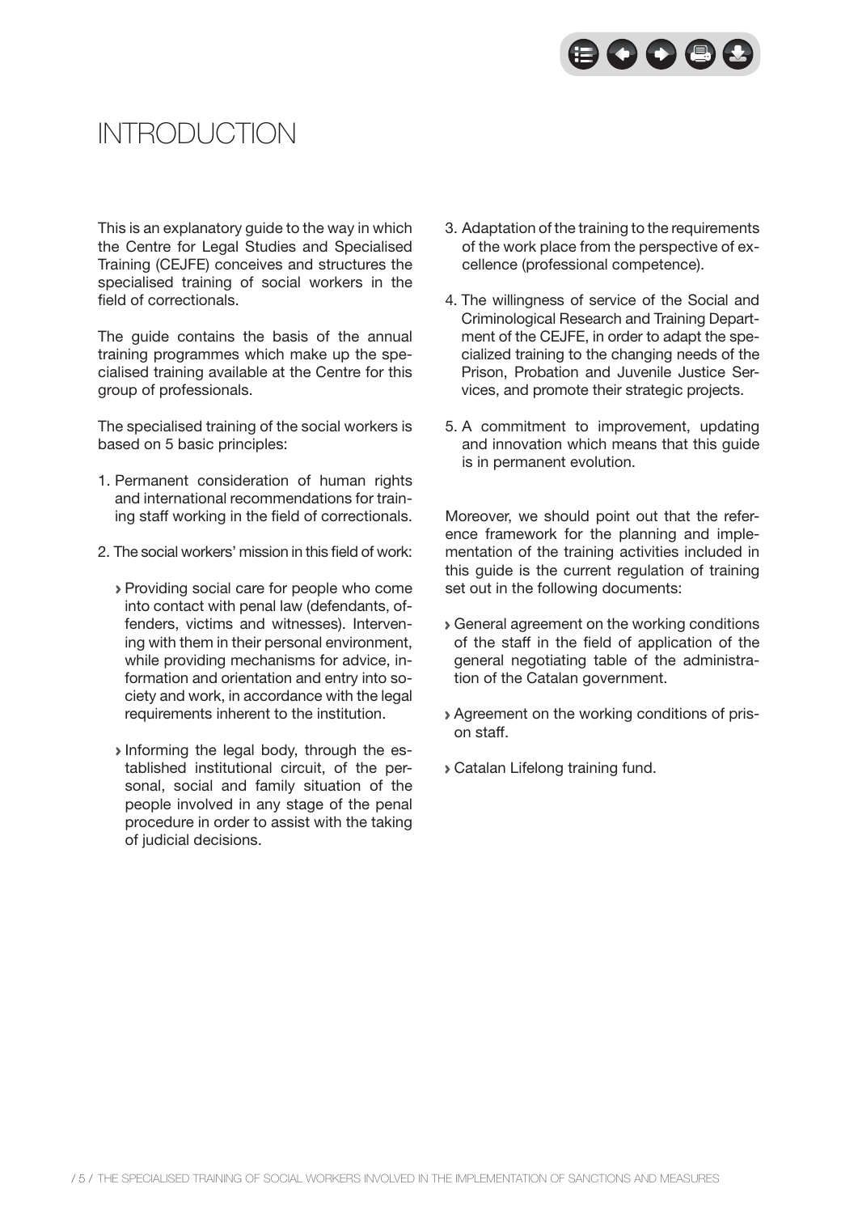# INTRODUCTION

This is an explanatory guide to the way in which the Centre for Legal Studies and Specialised Training (CEJFE) conceives and structures the specialised training of social workers in the field of correctionals.

The guide contains the basis of the annual training programmes which make up the specialised training available at the Centre for this group of professionals.

The specialised training of the social workers is based on 5 basic principles:

1. Permanent consideration of human rights and international recommendations for training staff working in the field of correctionals.
2. The social workers' mission in this field of work:
   - Providing social care for people who come into contact with penal law (defendants, offenders, victims and witnesses). Intervening with them in their personal environment, while providing mechanisms for advice, information and orientation and entry into society and work, in accordance with the legal requirements inherent to the institution.
   - Informing the legal body, through the established institutional circuit, of the personal, social and family situation of the people involved in any stage of the penal procedure in order to assist with the taking of judicial decisions.
3. Adaptation of the training to the requirements of the work place from the perspective of excellence (professional competence).
4. The willingness of service of the Social and Criminological Research and Training Department of the CEJFE, in order to adapt the specialized training to the changing needs of the Prison, Probation and Juvenile Justice Services, and promote their strategic projects.
5. A commitment to improvement, updating and innovation which means that this guide is in permanent evolution.

Moreover, we should point out that the reference framework for the planning and implementation of the training activities included in this guide is the current regulation of training set out in the following documents:

- General agreement on the working conditions of the staff in the field of application of the general negotiating table of the administration of the Catalan government.
- Agreement on the working conditions of prison staff.
- Catalan Lifelong training fund.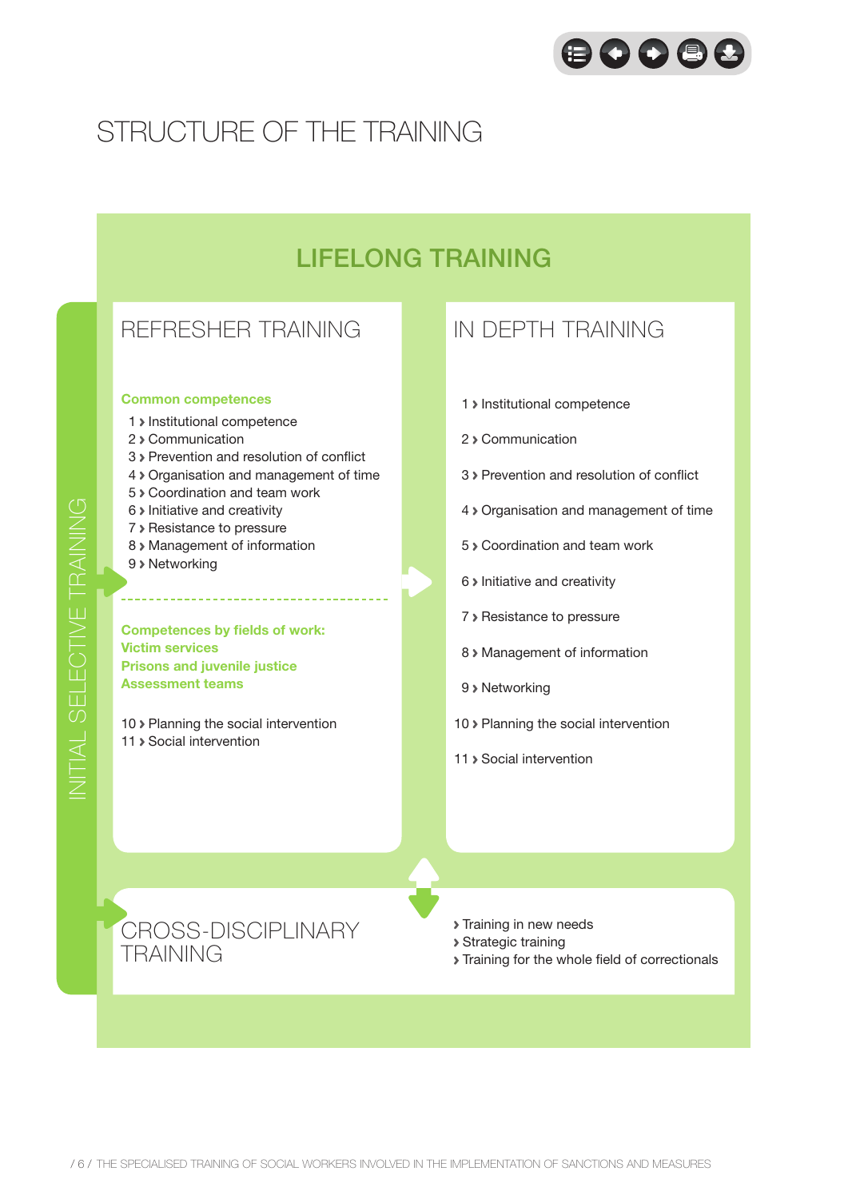# STRUCTURE OF THE TRAINING

## LIFELONG TRAINING

INITIAL SELECTIVE TRAINING

### REFRESHER TRAINING

**Common competences**

1 › Institutional competence
2 › Communication
3 › Prevention and resolution of conflict
4 › Organisation and management of time
5 › Coordination and team work
6 › Initiative and creativity
7 › Resistance to pressure
8 › Management of information
9 › Networking

**Competences by fields of work:**
**Victim services**
**Prisons and juvenile justice**
**Assessment teams**

10 › Planning the social intervention
11 › Social intervention

### IN DEPTH TRAINING

1 › Institutional competence
2 › Communication
3 › Prevention and resolution of conflict
4 › Organisation and management of time
5 › Coordination and team work
6 › Initiative and creativity
7 › Resistance to pressure
8 › Management of information
9 › Networking
10 › Planning the social intervention
11 › Social intervention

### CROSS-DISCIPLINARY TRAINING

› Training in new needs
› Strategic training
› Training for the whole field of correctionals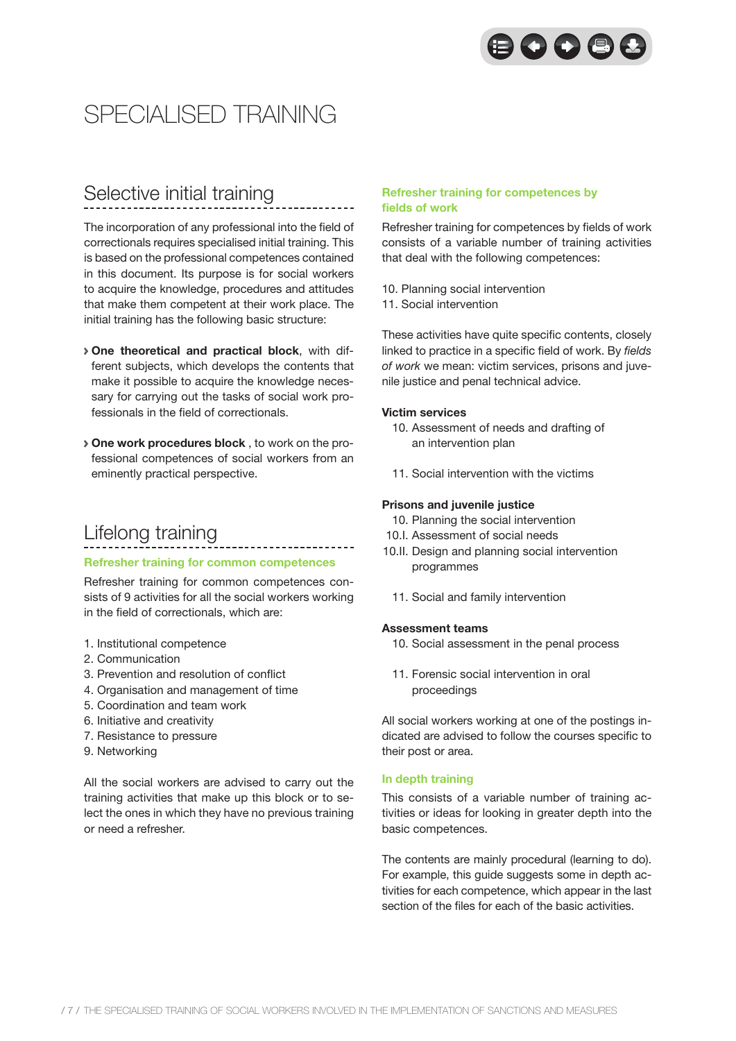# SPECIALISED TRAINING

## Selective initial training

The incorporation of any professional into the field of correctionals requires specialised initial training. This is based on the professional competences contained in this document. Its purpose is for social workers to acquire the knowledge, procedures and attitudes that make them competent at their work place. The initial training has the following basic structure:

- **One theoretical and practical block**, with different subjects, which develops the contents that make it possible to acquire the knowledge necessary for carrying out the tasks of social work professionals in the field of correctionals.
- **One work procedures block** , to work on the professional competences of social workers from an eminently practical perspective.

## Lifelong training

### Refresher training for common competences

Refresher training for common competences consists of 9 activities for all the social workers working in the field of correctionals, which are:

1. Institutional competence
2. Communication
3. Prevention and resolution of conflict
4. Organisation and management of time
5. Coordination and team work
6. Initiative and creativity
7. Resistance to pressure
9. Networking

All the social workers are advised to carry out the training activities that make up this block or to select the ones in which they have no previous training or need a refresher.

### Refresher training for competences by fields of work

Refresher training for competences by fields of work consists of a variable number of training activities that deal with the following competences:

10. Planning social intervention
11. Social intervention

These activities have quite specific contents, closely linked to practice in a specific field of work. By *fields of work* we mean: victim services, prisons and juvenile justice and penal technical advice.

**Victim services**

10. Assessment of needs and drafting of an intervention plan

11. Social intervention with the victims

**Prisons and juvenile justice**

10. Planning the social intervention
10.I. Assessment of social needs
10.II. Design and planning social intervention programmes

11. Social and family intervention

**Assessment teams**

10. Social assessment in the penal process

11. Forensic social intervention in oral proceedings

All social workers working at one of the postings indicated are advised to follow the courses specific to their post or area.

### In depth training

This consists of a variable number of training activities or ideas for looking in greater depth into the basic competences.

The contents are mainly procedural (learning to do). For example, this guide suggests some in depth activities for each competence, which appear in the last section of the files for each of the basic activities.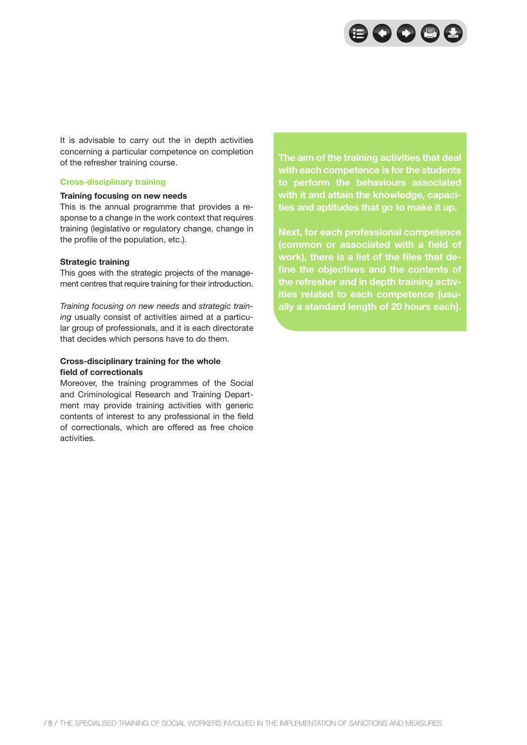It is advisable to carry out the in depth activities concerning a particular competence on completion of the refresher training course.

## Cross-disciplinary training

**Training focusing on new needs**
This is the annual programme that provides a response to a change in the work context that requires training (legislative or regulatory change, change in the profile of the population, etc.).

**Strategic training**
This goes with the strategic projects of the management centres that require training for their introduction.

*Training focusing on new needs* and *strategic training* usually consist of activities aimed at a particular group of professionals, and it is each directorate that decides which persons have to do them.

**Cross-disciplinary training for the whole field of correctionals**
Moreover, the training programmes of the Social and Criminological Research and Training Department may provide training activities with generic contents of interest to any professional in the field of correctionals, which are offered as free choice activities.

**The aim of the training activities that deal with each competence is for the students to perform the behaviours associated with it and attain the knowledge, capacities and aptitudes that go to make it up.**

**Next, for each professional competence (common or associated with a field of work), there is a list of the files that define the objectives and the contents of the refresher and in depth training activities related to each competence (usually a standard length of 20 hours each).**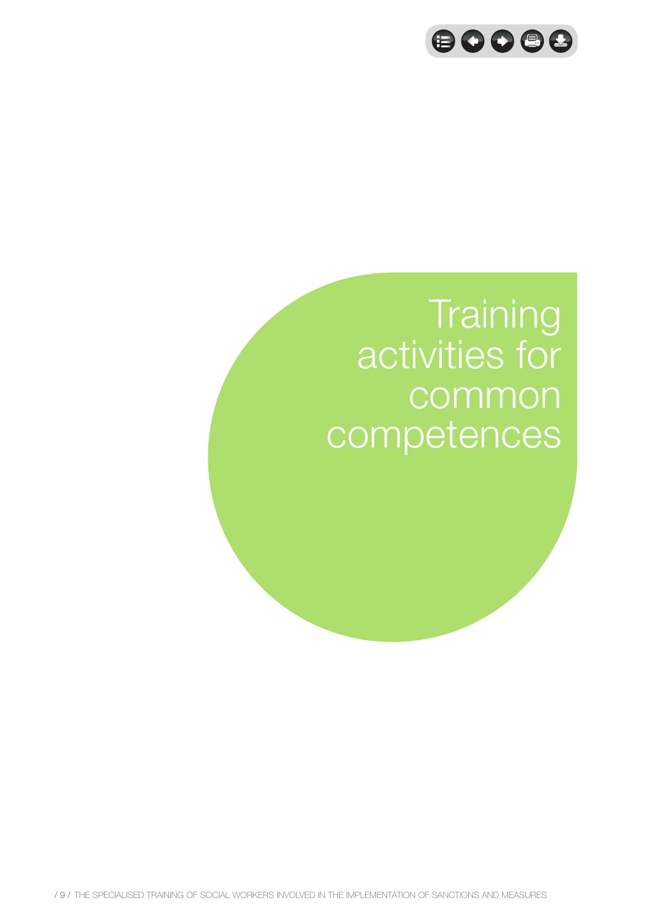# Training activities for common competences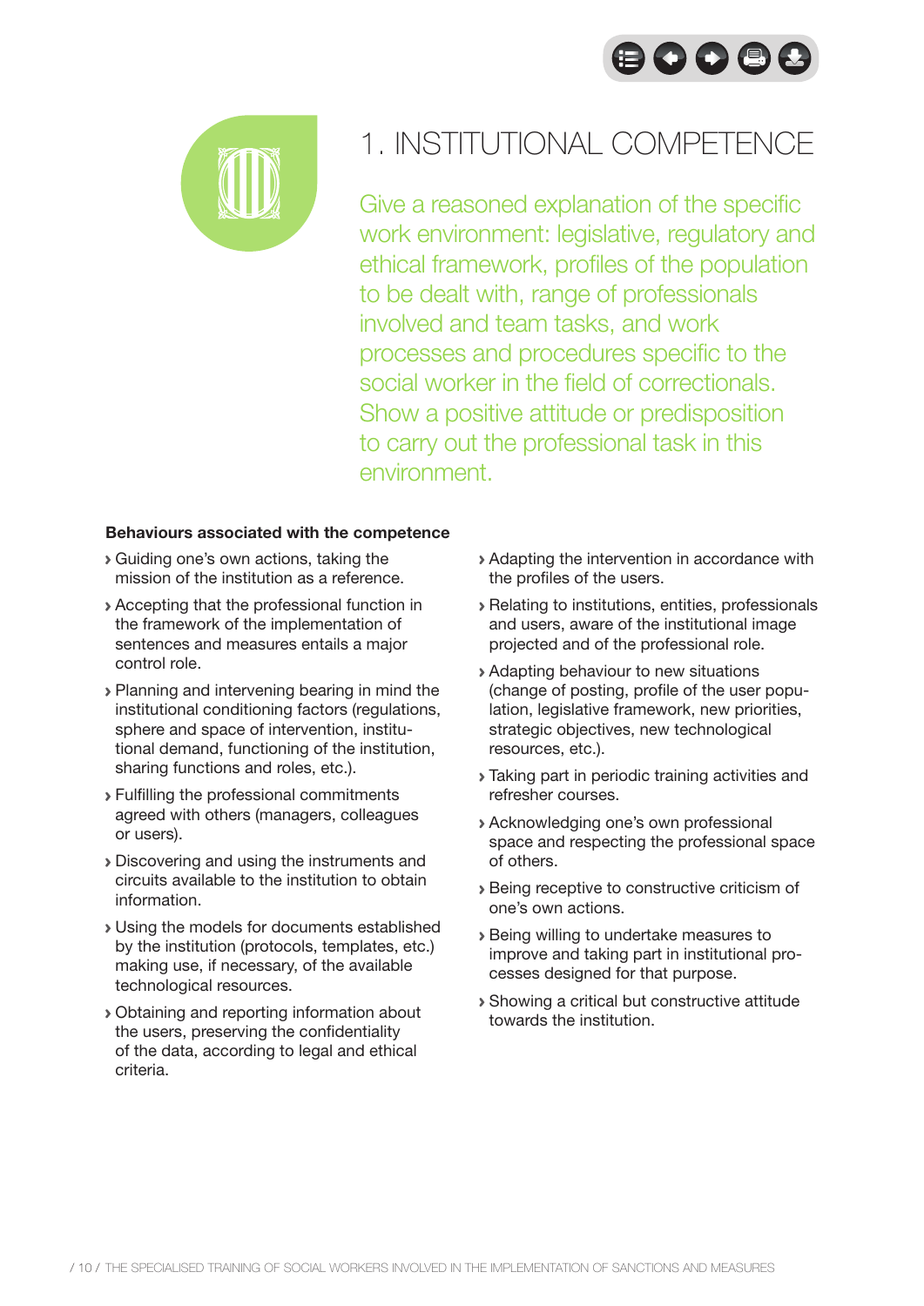# 1. INSTITUTIONAL COMPETENCE

Give a reasoned explanation of the specific work environment: legislative, regulatory and ethical framework, profiles of the population to be dealt with, range of professionals involved and team tasks, and work processes and procedures specific to the social worker in the field of correctionals. Show a positive attitude or predisposition to carry out the professional task in this environment.

**Behaviours associated with the competence**

- Guiding one's own actions, taking the mission of the institution as a reference.
- Accepting that the professional function in the framework of the implementation of sentences and measures entails a major control role.
- Planning and intervening bearing in mind the institutional conditioning factors (regulations, sphere and space of intervention, institutional demand, functioning of the institution, sharing functions and roles, etc.).
- Fulfilling the professional commitments agreed with others (managers, colleagues or users).
- Discovering and using the instruments and circuits available to the institution to obtain information.
- Using the models for documents established by the institution (protocols, templates, etc.) making use, if necessary, of the available technological resources.
- Obtaining and reporting information about the users, preserving the confidentiality of the data, according to legal and ethical criteria.
- Adapting the intervention in accordance with the profiles of the users.
- Relating to institutions, entities, professionals and users, aware of the institutional image projected and of the professional role.
- Adapting behaviour to new situations (change of posting, profile of the user population, legislative framework, new priorities, strategic objectives, new technological resources, etc.).
- Taking part in periodic training activities and refresher courses.
- Acknowledging one's own professional space and respecting the professional space of others.
- Being receptive to constructive criticism of one's own actions.
- Being willing to undertake measures to improve and taking part in institutional processes designed for that purpose.
- Showing a critical but constructive attitude towards the institution.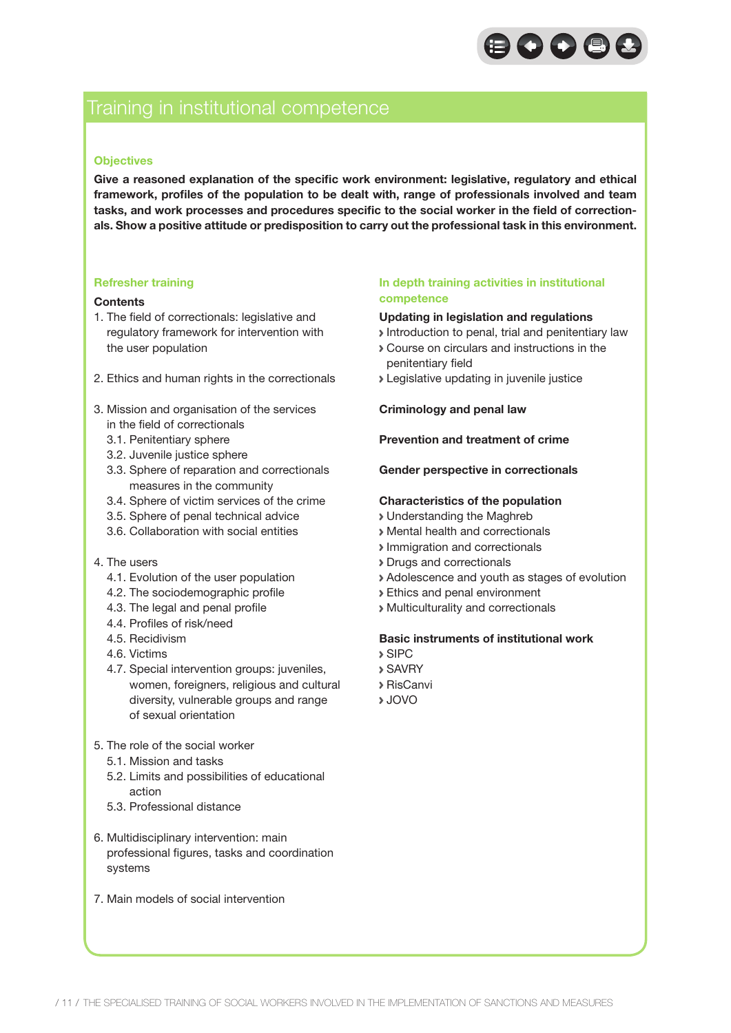# Training in institutional competence

### Objectives

**Give a reasoned explanation of the specific work environment: legislative, regulatory and ethical framework, profiles of the population to be dealt with, range of professionals involved and team tasks, and work processes and procedures specific to the social worker in the field of correctionals. Show a positive attitude or predisposition to carry out the professional task in this environment.**

### Refresher training

**Contents**

1. The field of correctionals: legislative and regulatory framework for intervention with the user population

2. Ethics and human rights in the correctionals

3. Mission and organisation of the services in the field of correctionals
   - 3.1. Penitentiary sphere
   - 3.2. Juvenile justice sphere
   - 3.3. Sphere of reparation and correctionals measures in the community
   - 3.4. Sphere of victim services of the crime
   - 3.5. Sphere of penal technical advice
   - 3.6. Collaboration with social entities

4. The users
   - 4.1. Evolution of the user population
   - 4.2. The sociodemographic profile
   - 4.3. The legal and penal profile
   - 4.4. Profiles of risk/need
   - 4.5. Recidivism
   - 4.6. Victims
   - 4.7. Special intervention groups: juveniles, women, foreigners, religious and cultural diversity, vulnerable groups and range of sexual orientation

5. The role of the social worker
   - 5.1. Mission and tasks
   - 5.2. Limits and possibilities of educational action
   - 5.3. Professional distance

6. Multidisciplinary intervention: main professional figures, tasks and coordination systems

7. Main models of social intervention

### In depth training activities in institutional competence

**Updating in legislation and regulations**

- Introduction to penal, trial and penitentiary law
- Course on circulars and instructions in the penitentiary field
- Legislative updating in juvenile justice

**Criminology and penal law**

**Prevention and treatment of crime**

**Gender perspective in correctionals**

**Characteristics of the population**

- Understanding the Maghreb
- Mental health and correctionals
- Immigration and correctionals
- Drugs and correctionals
- Adolescence and youth as stages of evolution
- Ethics and penal environment
- Multiculturality and correctionals

**Basic instruments of institutional work**

- SIPC
- SAVRY
- RisCanvi
- JOVO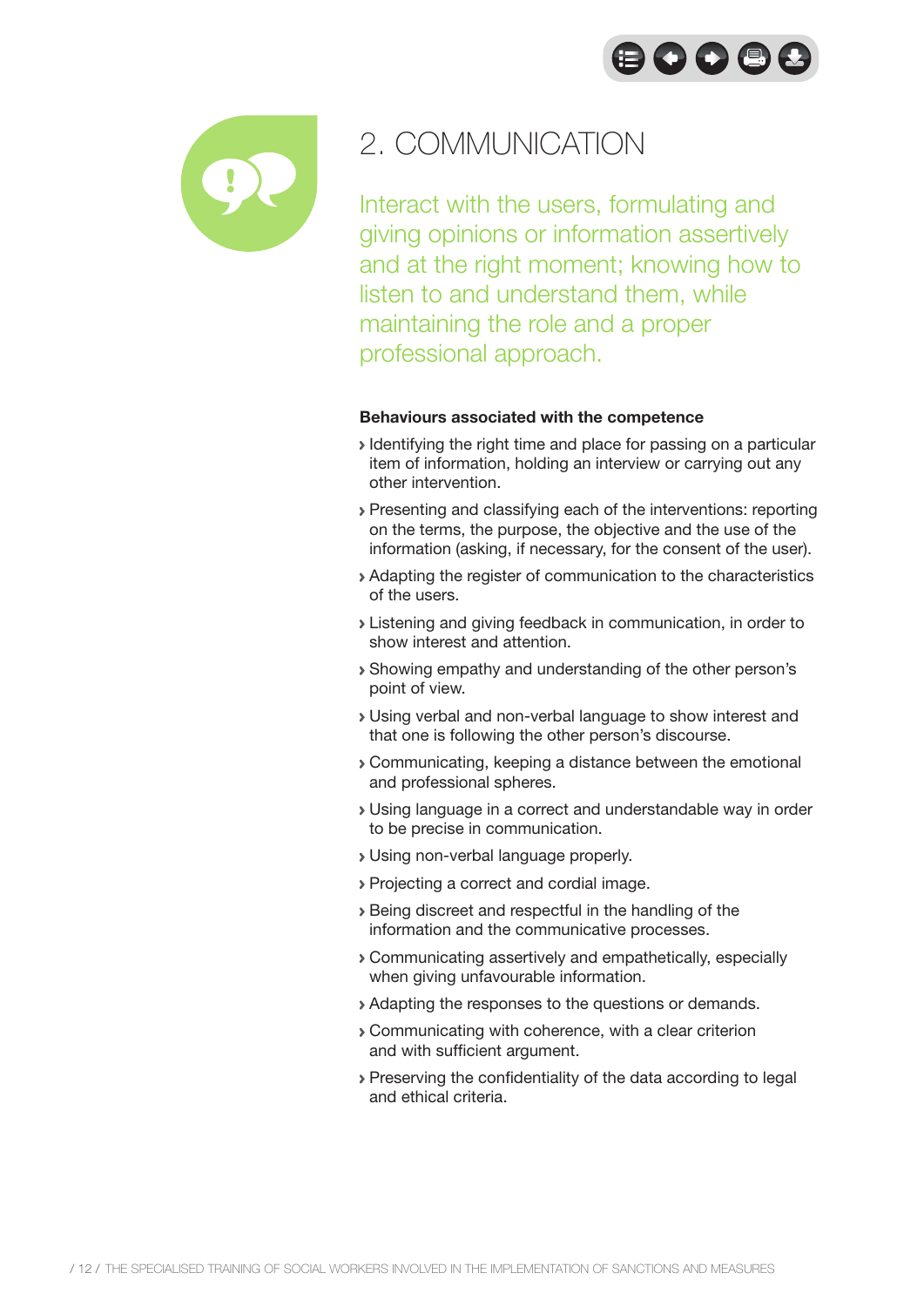# 2. COMMUNICATION

Interact with the users, formulating and giving opinions or information assertively and at the right moment; knowing how to listen to and understand them, while maintaining the role and a proper professional approach.

**Behaviours associated with the competence**

- Identifying the right time and place for passing on a particular item of information, holding an interview or carrying out any other intervention.
- Presenting and classifying each of the interventions: reporting on the terms, the purpose, the objective and the use of the information (asking, if necessary, for the consent of the user).
- Adapting the register of communication to the characteristics of the users.
- Listening and giving feedback in communication, in order to show interest and attention.
- Showing empathy and understanding of the other person's point of view.
- Using verbal and non-verbal language to show interest and that one is following the other person's discourse.
- Communicating, keeping a distance between the emotional and professional spheres.
- Using language in a correct and understandable way in order to be precise in communication.
- Using non-verbal language properly.
- Projecting a correct and cordial image.
- Being discreet and respectful in the handling of the information and the communicative processes.
- Communicating assertively and empathetically, especially when giving unfavourable information.
- Adapting the responses to the questions or demands.
- Communicating with coherence, with a clear criterion and with sufficient argument.
- Preserving the confidentiality of the data according to legal and ethical criteria.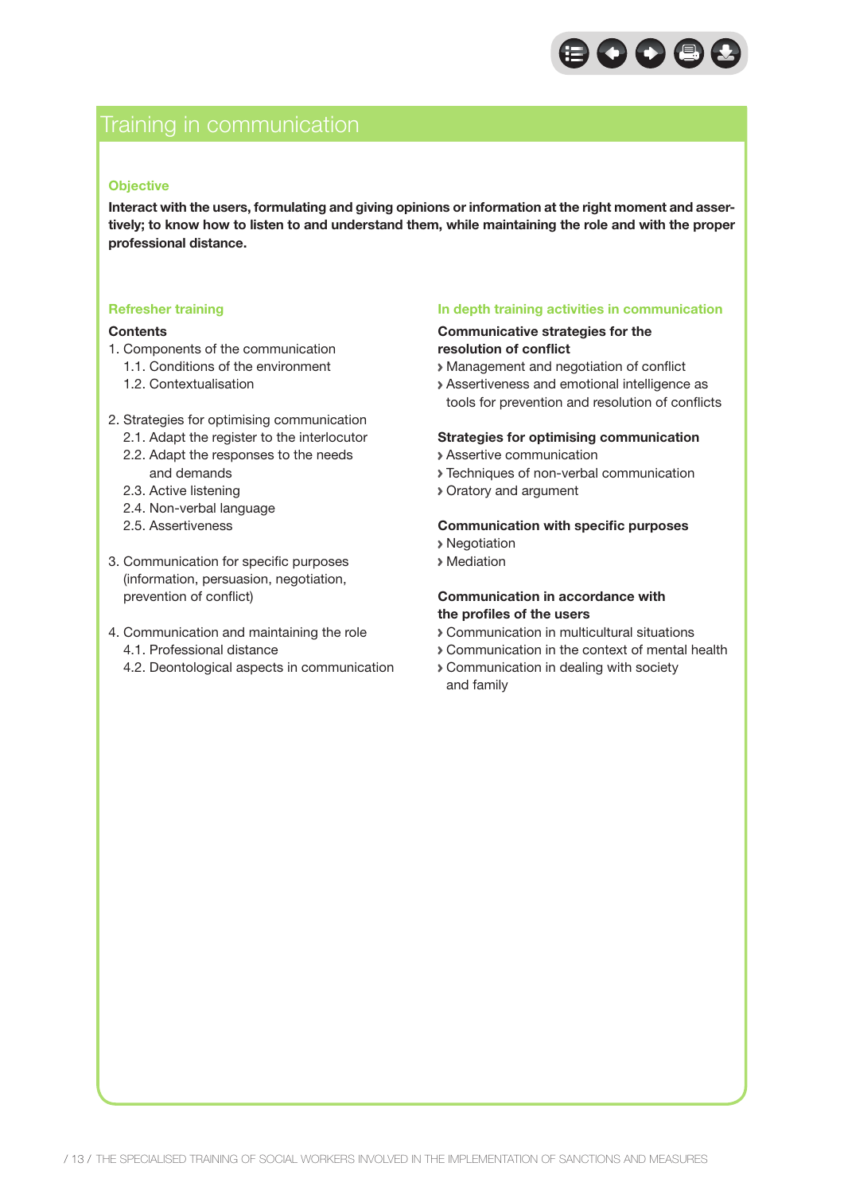# Training in communication

### Objective

**Interact with the users, formulating and giving opinions or information at the right moment and assertively; to know how to listen to and understand them, while maintaining the role and with the proper professional distance.**

### Refresher training

**Contents**

1. Components of the communication
   - 1.1. Conditions of the environment
   - 1.2. Contextualisation

2. Strategies for optimising communication
   - 2.1. Adapt the register to the interlocutor
   - 2.2. Adapt the responses to the needs and demands
   - 2.3. Active listening
   - 2.4. Non-verbal language
   - 2.5. Assertiveness

3. Communication for specific purposes (information, persuasion, negotiation, prevention of conflict)

4. Communication and maintaining the role
   - 4.1. Professional distance
   - 4.2. Deontological aspects in communication

### In depth training activities in communication

**Communicative strategies for the resolution of conflict**

- Management and negotiation of conflict
- Assertiveness and emotional intelligence as tools for prevention and resolution of conflicts

**Strategies for optimising communication**

- Assertive communication
- Techniques of non-verbal communication
- Oratory and argument

**Communication with specific purposes**

- Negotiation
- Mediation

**Communication in accordance with the profiles of the users**

- Communication in multicultural situations
- Communication in the context of mental health
- Communication in dealing with society and family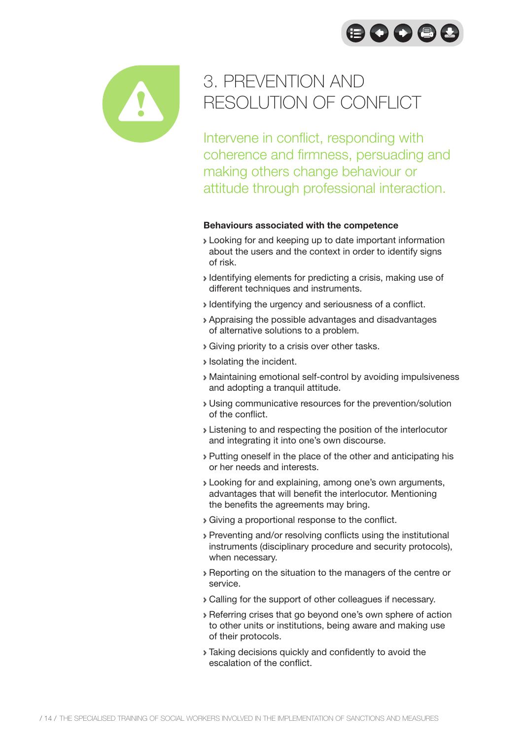# 3. PREVENTION AND RESOLUTION OF CONFLICT

Intervene in conflict, responding with coherence and firmness, persuading and making others change behaviour or attitude through professional interaction.

**Behaviours associated with the competence**

- Looking for and keeping up to date important information about the users and the context in order to identify signs of risk.
- Identifying elements for predicting a crisis, making use of different techniques and instruments.
- Identifying the urgency and seriousness of a conflict.
- Appraising the possible advantages and disadvantages of alternative solutions to a problem.
- Giving priority to a crisis over other tasks.
- Isolating the incident.
- Maintaining emotional self-control by avoiding impulsiveness and adopting a tranquil attitude.
- Using communicative resources for the prevention/solution of the conflict.
- Listening to and respecting the position of the interlocutor and integrating it into one's own discourse.
- Putting oneself in the place of the other and anticipating his or her needs and interests.
- Looking for and explaining, among one's own arguments, advantages that will benefit the interlocutor. Mentioning the benefits the agreements may bring.
- Giving a proportional response to the conflict.
- Preventing and/or resolving conflicts using the institutional instruments (disciplinary procedure and security protocols), when necessary.
- Reporting on the situation to the managers of the centre or service.
- Calling for the support of other colleagues if necessary.
- Referring crises that go beyond one's own sphere of action to other units or institutions, being aware and making use of their protocols.
- Taking decisions quickly and confidently to avoid the escalation of the conflict.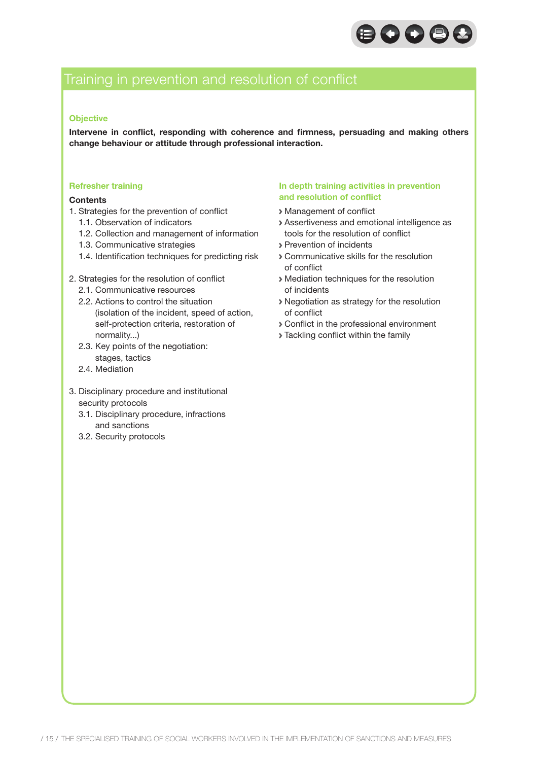# Training in prevention and resolution of conflict

### Objective

**Intervene in conflict, responding with coherence and firmness, persuading and making others change behaviour or attitude through professional interaction.**

### Refresher training

**Contents**

1. Strategies for the prevention of conflict
   - 1.1. Observation of indicators
   - 1.2. Collection and management of information
   - 1.3. Communicative strategies
   - 1.4. Identification techniques for predicting risk

2. Strategies for the resolution of conflict
   - 2.1. Communicative resources
   - 2.2. Actions to control the situation (isolation of the incident, speed of action, self-protection criteria, restoration of normality...)
   - 2.3. Key points of the negotiation: stages, tactics
   - 2.4. Mediation

3. Disciplinary procedure and institutional security protocols
   - 3.1. Disciplinary procedure, infractions and sanctions
   - 3.2. Security protocols

### In depth training activities in prevention and resolution of conflict

- Management of conflict
- Assertiveness and emotional intelligence as tools for the resolution of conflict
- Prevention of incidents
- Communicative skills for the resolution of conflict
- Mediation techniques for the resolution of incidents
- Negotiation as strategy for the resolution of conflict
- Conflict in the professional environment
- Tackling conflict within the family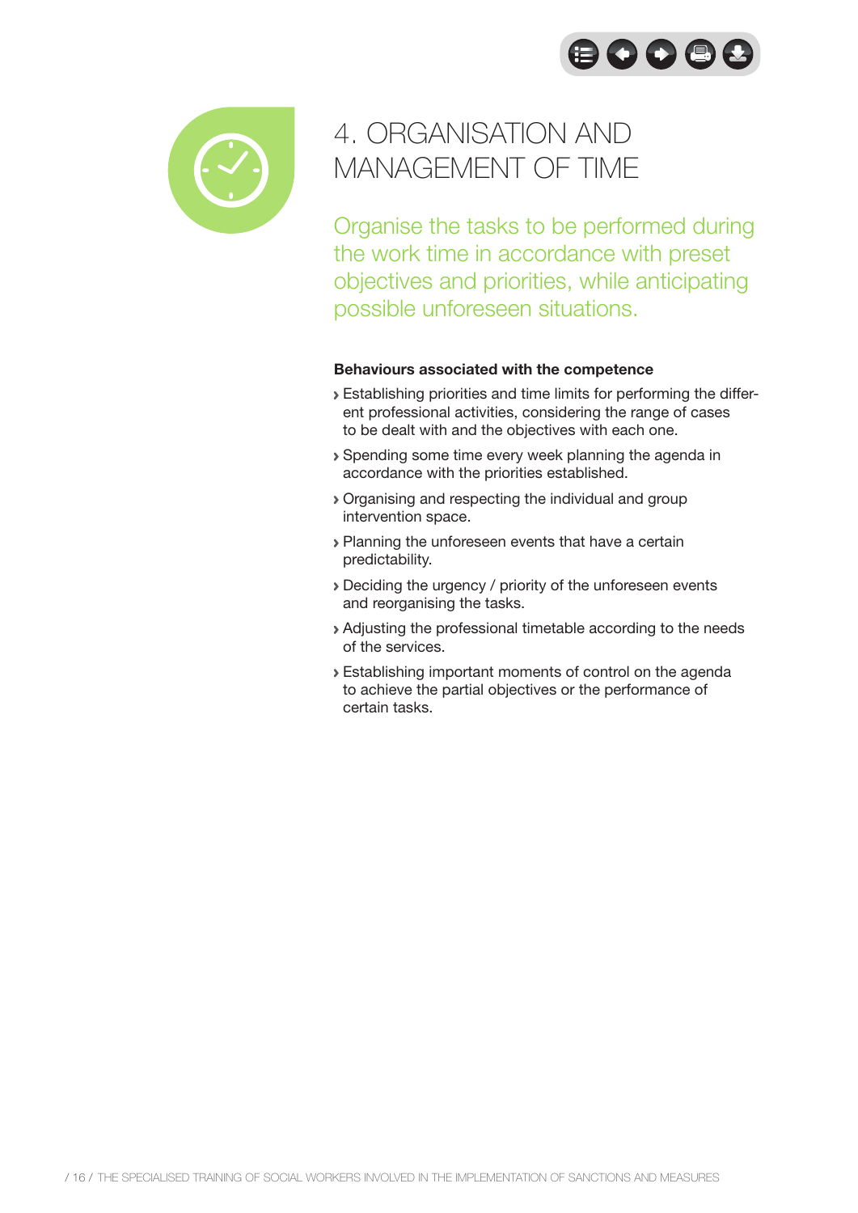# 4. ORGANISATION AND MANAGEMENT OF TIME

Organise the tasks to be performed during the work time in accordance with preset objectives and priorities, while anticipating possible unforeseen situations.

**Behaviours associated with the competence**

- Establishing priorities and time limits for performing the different professional activities, considering the range of cases to be dealt with and the objectives with each one.
- Spending some time every week planning the agenda in accordance with the priorities established.
- Organising and respecting the individual and group intervention space.
- Planning the unforeseen events that have a certain predictability.
- Deciding the urgency / priority of the unforeseen events and reorganising the tasks.
- Adjusting the professional timetable according to the needs of the services.
- Establishing important moments of control on the agenda to achieve the partial objectives or the performance of certain tasks.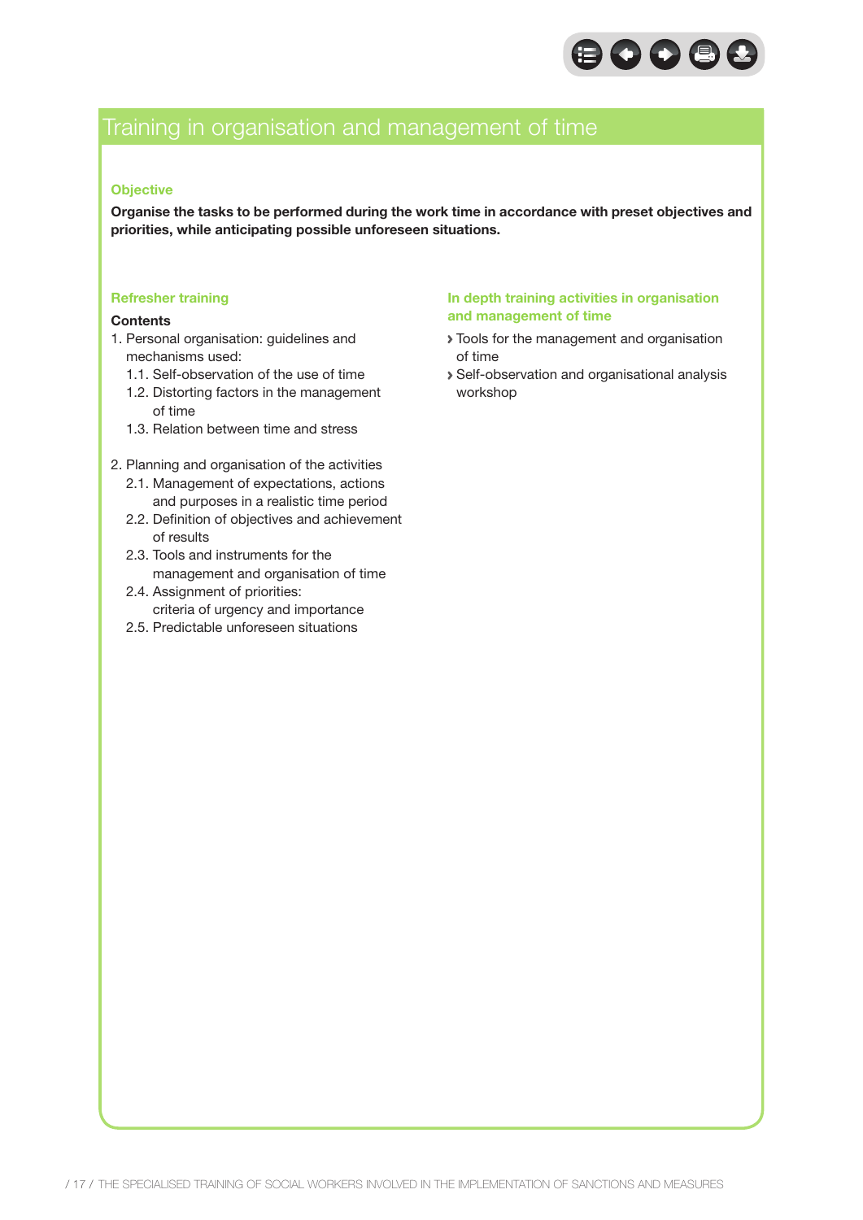# Training in organisation and management of time

### Objective

**Organise the tasks to be performed during the work time in accordance with preset objectives and priorities, while anticipating possible unforeseen situations.**

### Refresher training

**Contents**

1. Personal organisation: guidelines and mechanisms used:
   - 1.1. Self-observation of the use of time
   - 1.2. Distorting factors in the management of time
   - 1.3. Relation between time and stress

2. Planning and organisation of the activities
   - 2.1. Management of expectations, actions and purposes in a realistic time period
   - 2.2. Definition of objectives and achievement of results
   - 2.3. Tools and instruments for the management and organisation of time
   - 2.4. Assignment of priorities: criteria of urgency and importance
   - 2.5. Predictable unforeseen situations

### In depth training activities in organisation and management of time

- Tools for the management and organisation of time
- Self-observation and organisational analysis workshop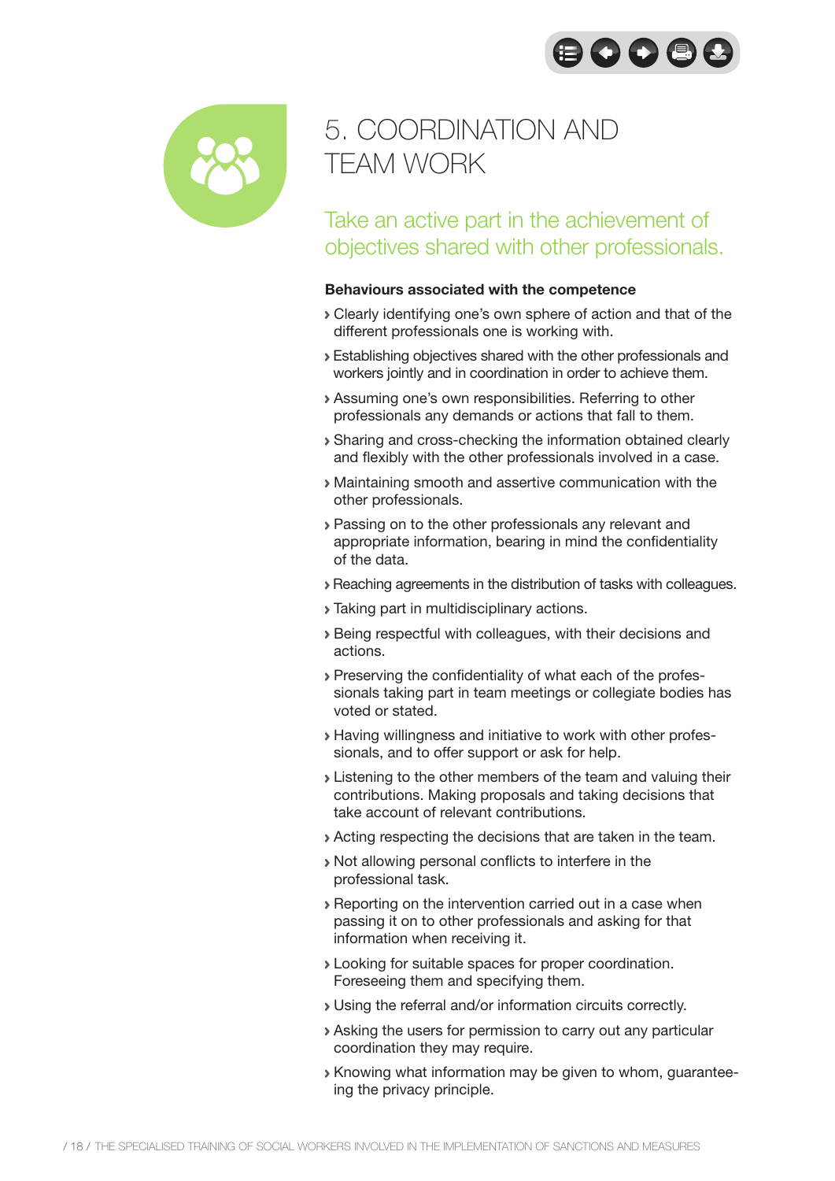# 5. COORDINATION AND TEAM WORK

## Take an active part in the achievement of objectives shared with other professionals.

**Behaviours associated with the competence**

- Clearly identifying one's own sphere of action and that of the different professionals one is working with.
- Establishing objectives shared with the other professionals and workers jointly and in coordination in order to achieve them.
- Assuming one's own responsibilities. Referring to other professionals any demands or actions that fall to them.
- Sharing and cross-checking the information obtained clearly and flexibly with the other professionals involved in a case.
- Maintaining smooth and assertive communication with the other professionals.
- Passing on to the other professionals any relevant and appropriate information, bearing in mind the confidentiality of the data.
- Reaching agreements in the distribution of tasks with colleagues.
- Taking part in multidisciplinary actions.
- Being respectful with colleagues, with their decisions and actions.
- Preserving the confidentiality of what each of the professionals taking part in team meetings or collegiate bodies has voted or stated.
- Having willingness and initiative to work with other professionals, and to offer support or ask for help.
- Listening to the other members of the team and valuing their contributions. Making proposals and taking decisions that take account of relevant contributions.
- Acting respecting the decisions that are taken in the team.
- Not allowing personal conflicts to interfere in the professional task.
- Reporting on the intervention carried out in a case when passing it on to other professionals and asking for that information when receiving it.
- Looking for suitable spaces for proper coordination. Foreseeing them and specifying them.
- Using the referral and/or information circuits correctly.
- Asking the users for permission to carry out any particular coordination they may require.
- Knowing what information may be given to whom, guaranteeing the privacy principle.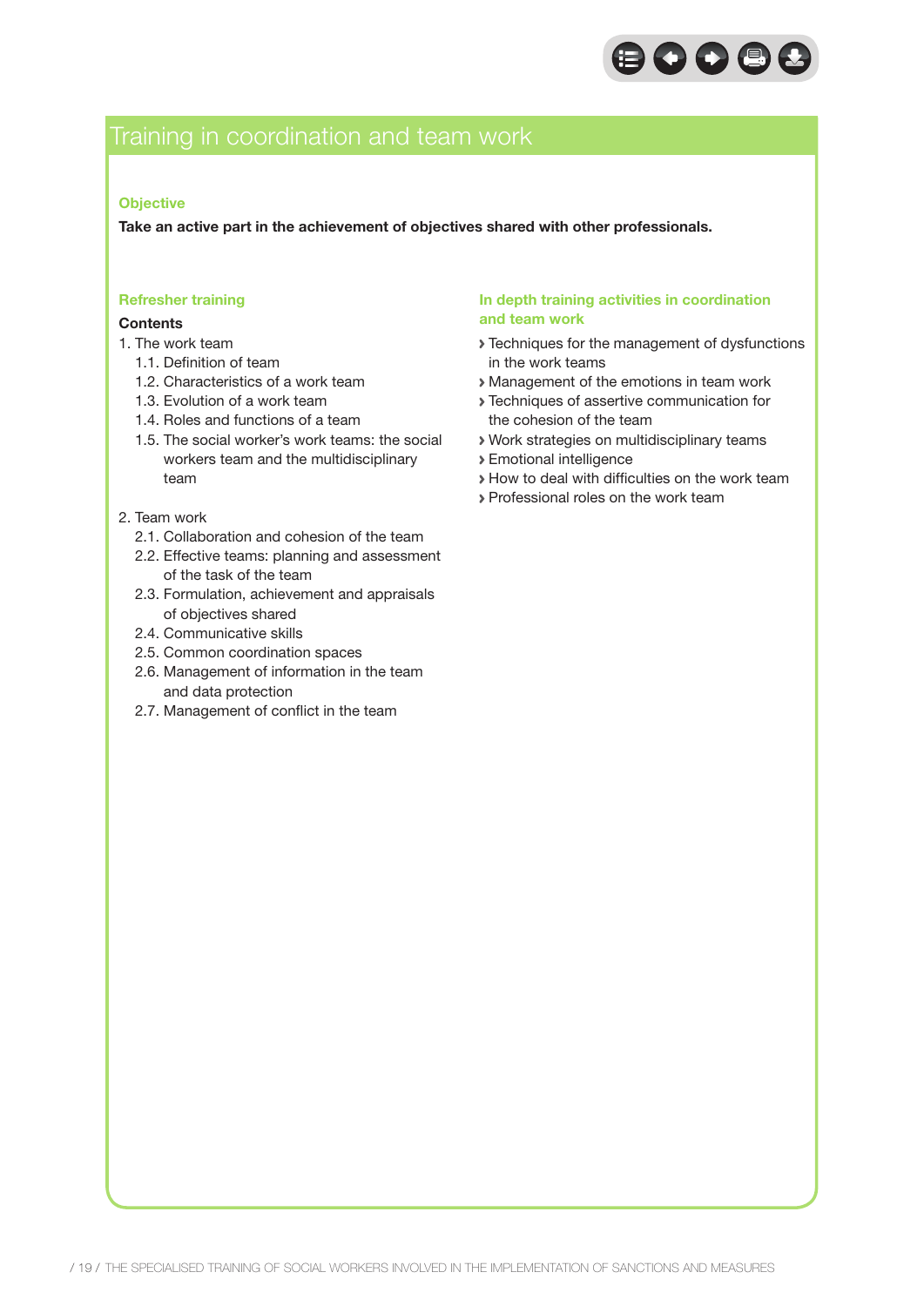# Training in coordination and team work

### Objective

**Take an active part in the achievement of objectives shared with other professionals.**

### Refresher training

**Contents**

1. The work team
   - 1.1. Definition of team
   - 1.2. Characteristics of a work team
   - 1.3. Evolution of a work team
   - 1.4. Roles and functions of a team
   - 1.5. The social worker's work teams: the social workers team and the multidisciplinary team

2. Team work
   - 2.1. Collaboration and cohesion of the team
   - 2.2. Effective teams: planning and assessment of the task of the team
   - 2.3. Formulation, achievement and appraisals of objectives shared
   - 2.4. Communicative skills
   - 2.5. Common coordination spaces
   - 2.6. Management of information in the team and data protection
   - 2.7. Management of conflict in the team

### In depth training activities in coordination and team work

- Techniques for the management of dysfunctions in the work teams
- Management of the emotions in team work
- Techniques of assertive communication for the cohesion of the team
- Work strategies on multidisciplinary teams
- Emotional intelligence
- How to deal with difficulties on the work team
- Professional roles on the work team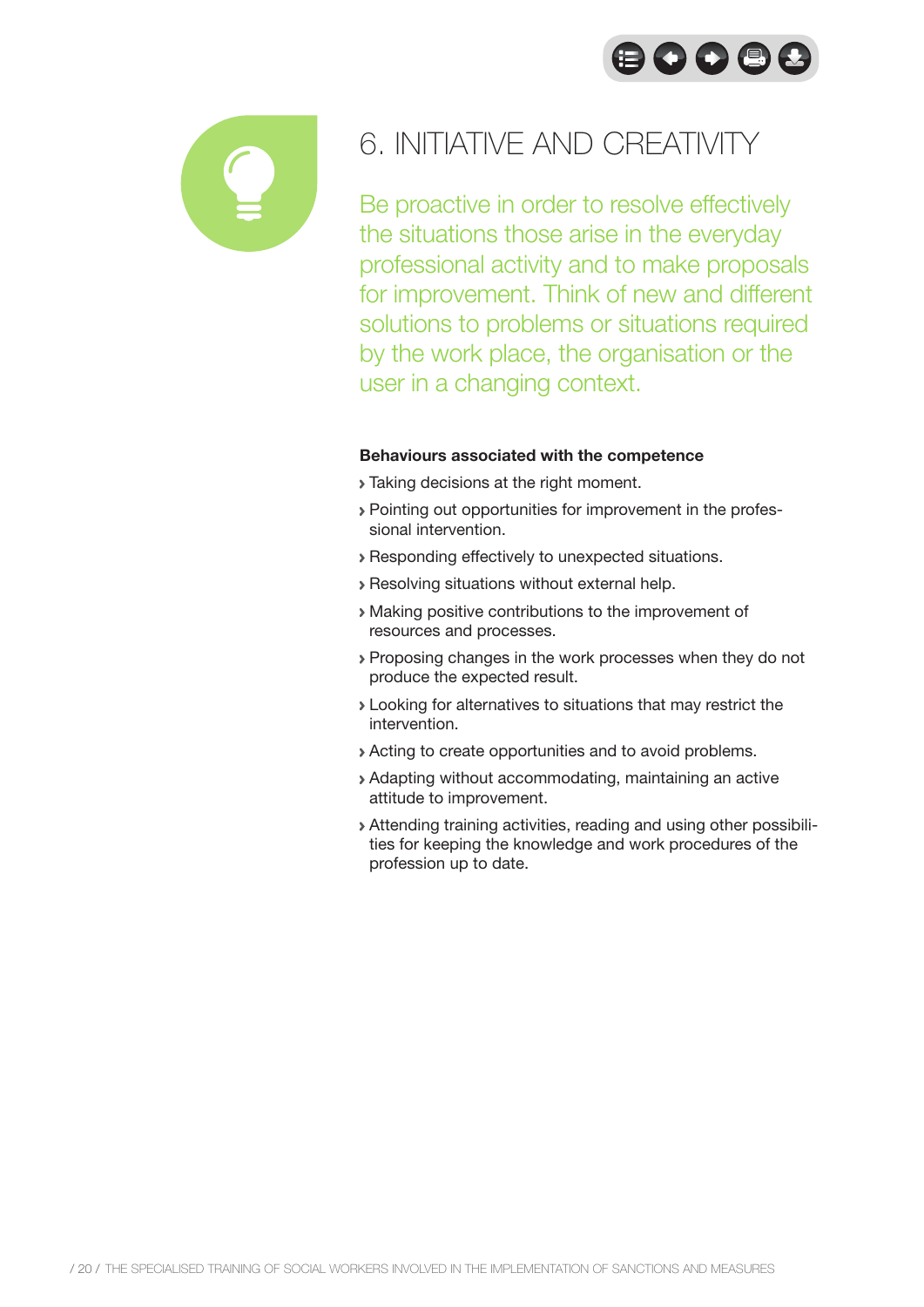# 6. INITIATIVE AND CREATIVITY

Be proactive in order to resolve effectively the situations those arise in the everyday professional activity and to make proposals for improvement. Think of new and different solutions to problems or situations required by the work place, the organisation or the user in a changing context.

**Behaviours associated with the competence**

- Taking decisions at the right moment.
- Pointing out opportunities for improvement in the professional intervention.
- Responding effectively to unexpected situations.
- Resolving situations without external help.
- Making positive contributions to the improvement of resources and processes.
- Proposing changes in the work processes when they do not produce the expected result.
- Looking for alternatives to situations that may restrict the intervention.
- Acting to create opportunities and to avoid problems.
- Adapting without accommodating, maintaining an active attitude to improvement.
- Attending training activities, reading and using other possibilities for keeping the knowledge and work procedures of the profession up to date.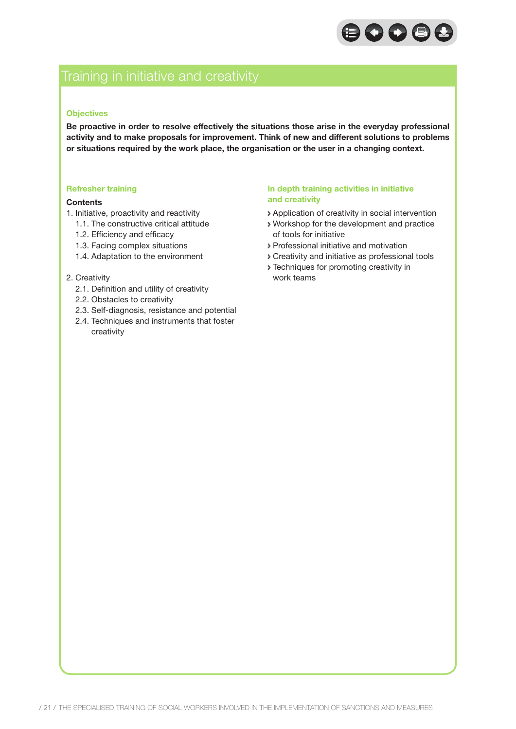# Training in initiative and creativity

### Objectives

**Be proactive in order to resolve effectively the situations those arise in the everyday professional activity and to make proposals for improvement. Think of new and different solutions to problems or situations required by the work place, the organisation or the user in a changing context.**

### Refresher training

**Contents**

1. Initiative, proactivity and reactivity
   - 1.1. The constructive critical attitude
   - 1.2. Efficiency and efficacy
   - 1.3. Facing complex situations
   - 1.4. Adaptation to the environment

2. Creativity
   - 2.1. Definition and utility of creativity
   - 2.2. Obstacles to creativity
   - 2.3. Self-diagnosis, resistance and potential
   - 2.4. Techniques and instruments that foster creativity

### In depth training activities in initiative and creativity

- Application of creativity in social intervention
- Workshop for the development and practice of tools for initiative
- Professional initiative and motivation
- Creativity and initiative as professional tools
- Techniques for promoting creativity in work teams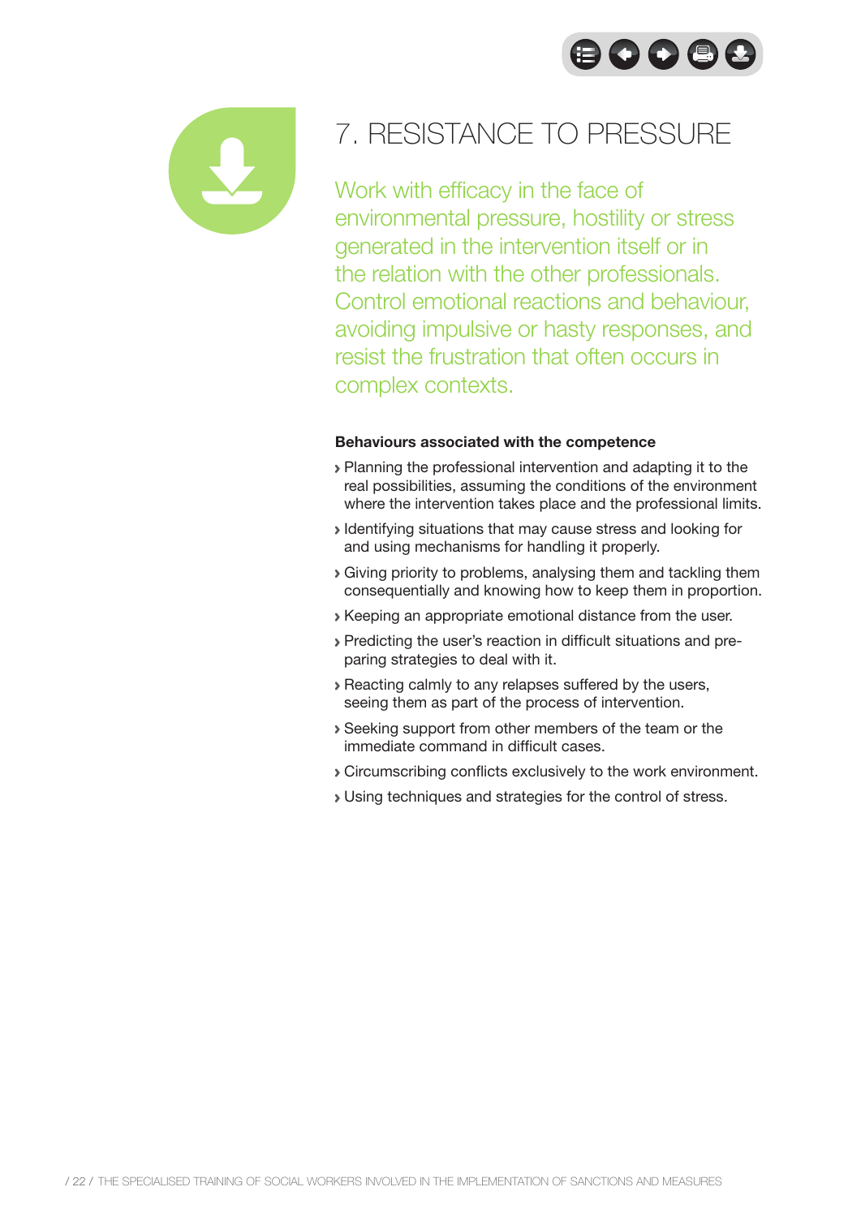# 7. RESISTANCE TO PRESSURE

Work with efficacy in the face of environmental pressure, hostility or stress generated in the intervention itself or in the relation with the other professionals. Control emotional reactions and behaviour, avoiding impulsive or hasty responses, and resist the frustration that often occurs in complex contexts.

**Behaviours associated with the competence**

- Planning the professional intervention and adapting it to the real possibilities, assuming the conditions of the environment where the intervention takes place and the professional limits.
- Identifying situations that may cause stress and looking for and using mechanisms for handling it properly.
- Giving priority to problems, analysing them and tackling them consequentially and knowing how to keep them in proportion.
- Keeping an appropriate emotional distance from the user.
- Predicting the user's reaction in difficult situations and preparing strategies to deal with it.
- Reacting calmly to any relapses suffered by the users, seeing them as part of the process of intervention.
- Seeking support from other members of the team or the immediate command in difficult cases.
- Circumscribing conflicts exclusively to the work environment.
- Using techniques and strategies for the control of stress.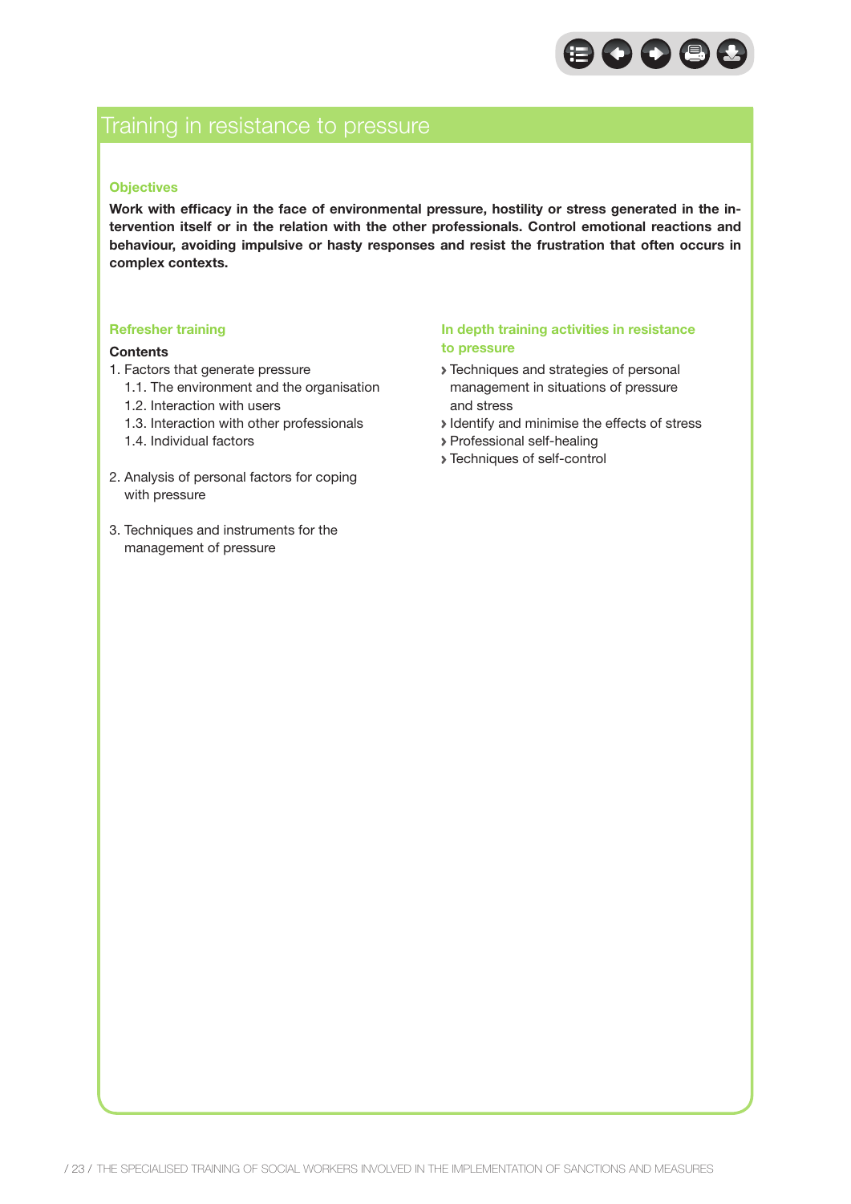# Training in resistance to pressure

### Objectives

**Work with efficacy in the face of environmental pressure, hostility or stress generated in the intervention itself or in the relation with the other professionals. Control emotional reactions and behaviour, avoiding impulsive or hasty responses and resist the frustration that often occurs in complex contexts.**

### Refresher training

**Contents**

1. Factors that generate pressure
   - 1.1. The environment and the organisation
   - 1.2. Interaction with users
   - 1.3. Interaction with other professionals
   - 1.4. Individual factors

2. Analysis of personal factors for coping with pressure

3. Techniques and instruments for the management of pressure

### In depth training activities in resistance to pressure

- Techniques and strategies of personal management in situations of pressure and stress
- Identify and minimise the effects of stress
- Professional self-healing
- Techniques of self-control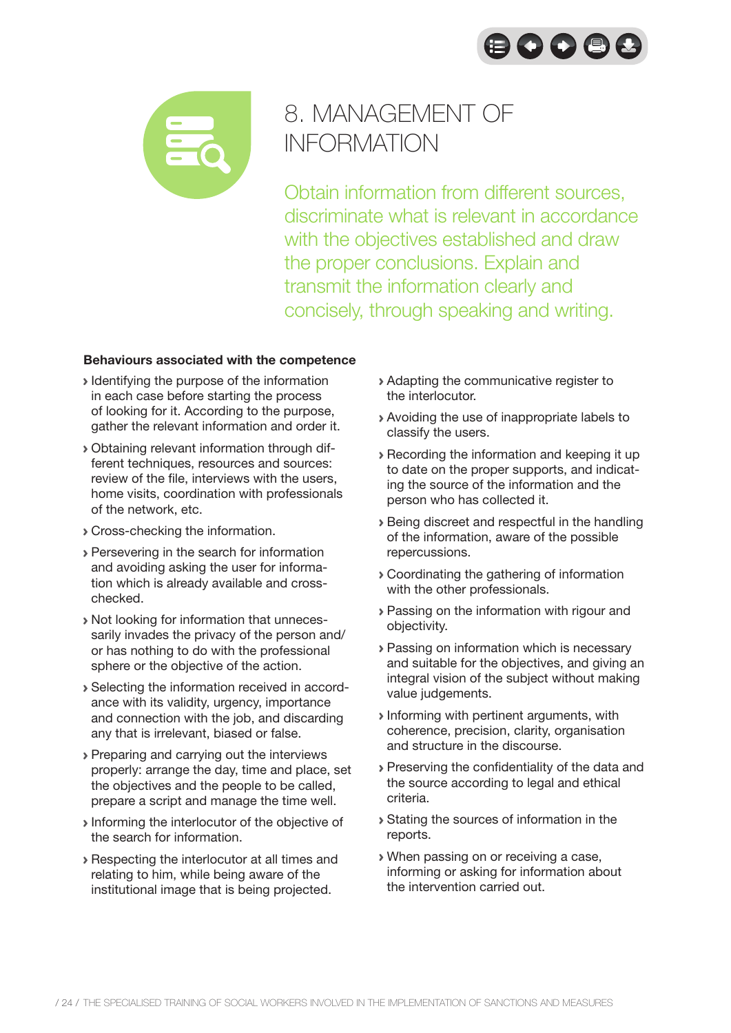# 8. MANAGEMENT OF INFORMATION

Obtain information from different sources, discriminate what is relevant in accordance with the objectives established and draw the proper conclusions. Explain and transmit the information clearly and concisely, through speaking and writing.

**Behaviours associated with the competence**

- Identifying the purpose of the information in each case before starting the process of looking for it. According to the purpose, gather the relevant information and order it.
- Obtaining relevant information through different techniques, resources and sources: review of the file, interviews with the users, home visits, coordination with professionals of the network, etc.
- Cross-checking the information.
- Persevering in the search for information and avoiding asking the user for information which is already available and cross-checked.
- Not looking for information that unnecessarily invades the privacy of the person and/ or has nothing to do with the professional sphere or the objective of the action.
- Selecting the information received in accordance with its validity, urgency, importance and connection with the job, and discarding any that is irrelevant, biased or false.
- Preparing and carrying out the interviews properly: arrange the day, time and place, set the objectives and the people to be called, prepare a script and manage the time well.
- Informing the interlocutor of the objective of the search for information.
- Respecting the interlocutor at all times and relating to him, while being aware of the institutional image that is being projected.
- Adapting the communicative register to the interlocutor.
- Avoiding the use of inappropriate labels to classify the users.
- Recording the information and keeping it up to date on the proper supports, and indicating the source of the information and the person who has collected it.
- Being discreet and respectful in the handling of the information, aware of the possible repercussions.
- Coordinating the gathering of information with the other professionals.
- Passing on the information with rigour and objectivity.
- Passing on information which is necessary and suitable for the objectives, and giving an integral vision of the subject without making value judgements.
- Informing with pertinent arguments, with coherence, precision, clarity, organisation and structure in the discourse.
- Preserving the confidentiality of the data and the source according to legal and ethical criteria.
- Stating the sources of information in the reports.
- When passing on or receiving a case, informing or asking for information about the intervention carried out.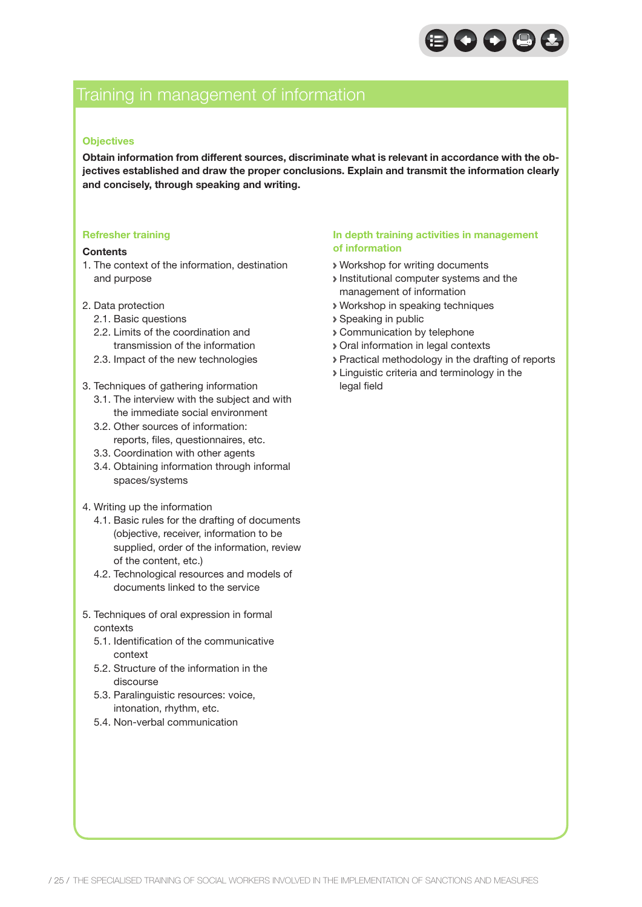# Training in management of information

### Objectives

**Obtain information from different sources, discriminate what is relevant in accordance with the objectives established and draw the proper conclusions. Explain and transmit the information clearly and concisely, through speaking and writing.**

### Refresher training

**Contents**

1. The context of the information, destination and purpose

2. Data protection
   - 2.1. Basic questions
   - 2.2. Limits of the coordination and transmission of the information
   - 2.3. Impact of the new technologies

3. Techniques of gathering information
   - 3.1. The interview with the subject and with the immediate social environment
   - 3.2. Other sources of information: reports, files, questionnaires, etc.
   - 3.3. Coordination with other agents
   - 3.4. Obtaining information through informal spaces/systems

4. Writing up the information
   - 4.1. Basic rules for the drafting of documents (objective, receiver, information to be supplied, order of the information, review of the content, etc.)
   - 4.2. Technological resources and models of documents linked to the service

5. Techniques of oral expression in formal contexts
   - 5.1. Identification of the communicative context
   - 5.2. Structure of the information in the discourse
   - 5.3. Paralinguistic resources: voice, intonation, rhythm, etc.
   - 5.4. Non-verbal communication

### In depth training activities in management of information

- Workshop for writing documents
- Institutional computer systems and the management of information
- Workshop in speaking techniques
- Speaking in public
- Communication by telephone
- Oral information in legal contexts
- Practical methodology in the drafting of reports
- Linguistic criteria and terminology in the legal field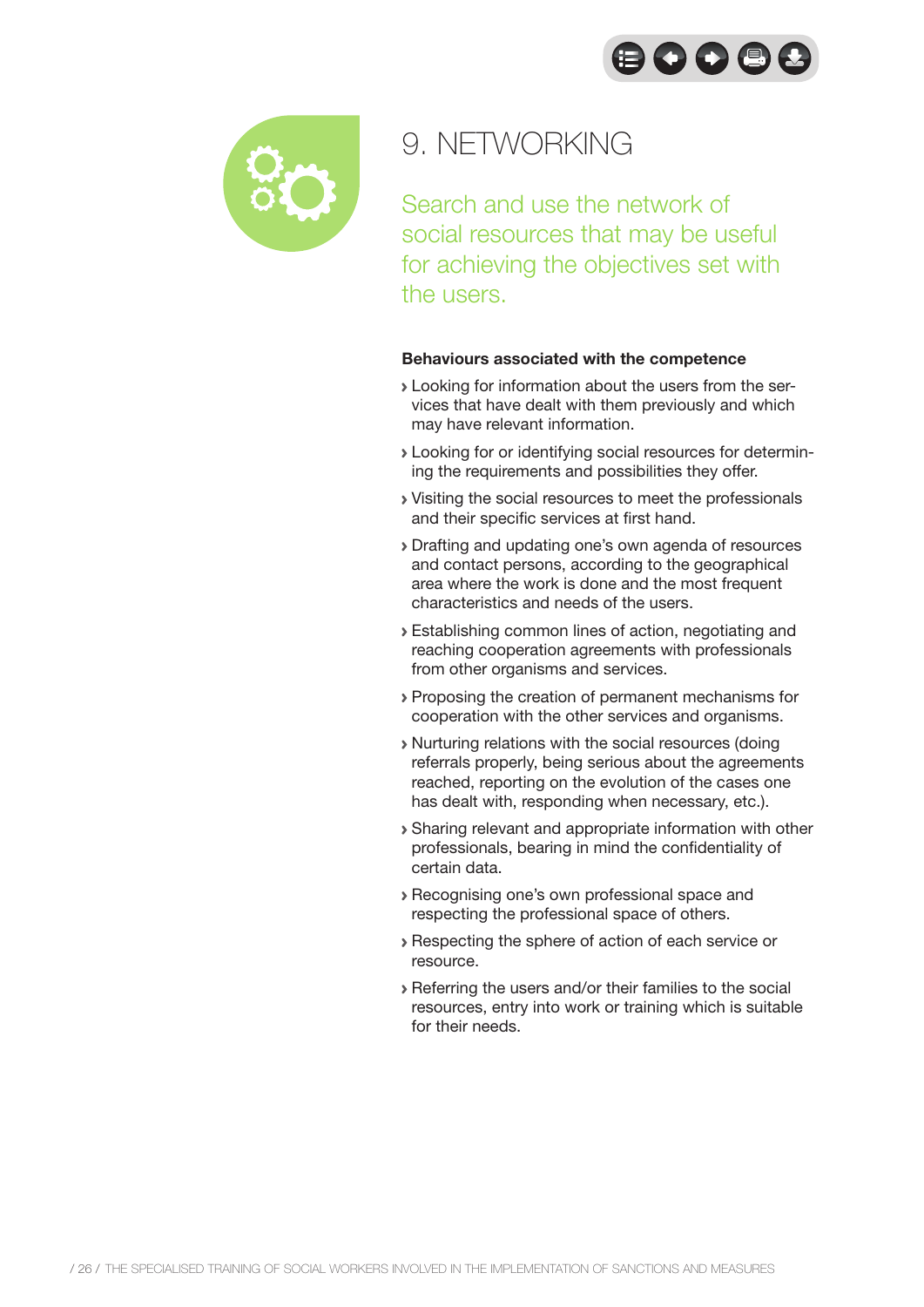# 9. NETWORKING

Search and use the network of social resources that may be useful for achieving the objectives set with the users.

**Behaviours associated with the competence**

- Looking for information about the users from the services that have dealt with them previously and which may have relevant information.
- Looking for or identifying social resources for determining the requirements and possibilities they offer.
- Visiting the social resources to meet the professionals and their specific services at first hand.
- Drafting and updating one's own agenda of resources and contact persons, according to the geographical area where the work is done and the most frequent characteristics and needs of the users.
- Establishing common lines of action, negotiating and reaching cooperation agreements with professionals from other organisms and services.
- Proposing the creation of permanent mechanisms for cooperation with the other services and organisms.
- Nurturing relations with the social resources (doing referrals properly, being serious about the agreements reached, reporting on the evolution of the cases one has dealt with, responding when necessary, etc.).
- Sharing relevant and appropriate information with other professionals, bearing in mind the confidentiality of certain data.
- Recognising one's own professional space and respecting the professional space of others.
- Respecting the sphere of action of each service or resource.
- Referring the users and/or their families to the social resources, entry into work or training which is suitable for their needs.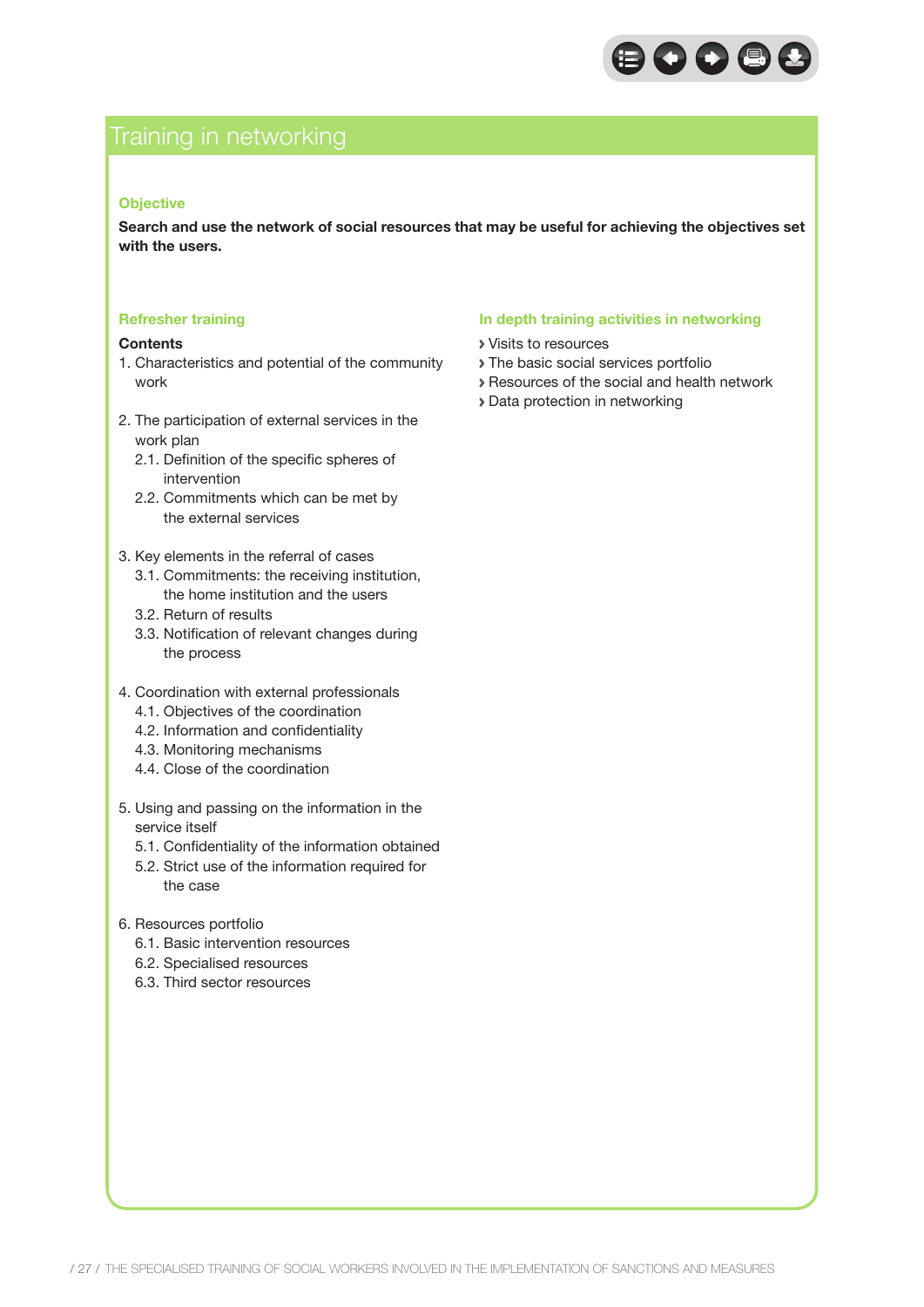# Training in networking

### Objective

**Search and use the network of social resources that may be useful for achieving the objectives set with the users.**

### Refresher training

**Contents**

1. Characteristics and potential of the community work

2. The participation of external services in the work plan
   - 2.1. Definition of the specific spheres of intervention
   - 2.2. Commitments which can be met by the external services

3. Key elements in the referral of cases
   - 3.1. Commitments: the receiving institution, the home institution and the users
   - 3.2. Return of results
   - 3.3. Notification of relevant changes during the process

4. Coordination with external professionals
   - 4.1. Objectives of the coordination
   - 4.2. Information and confidentiality
   - 4.3. Monitoring mechanisms
   - 4.4. Close of the coordination

5. Using and passing on the information in the service itself
   - 5.1. Confidentiality of the information obtained
   - 5.2. Strict use of the information required for the case

6. Resources portfolio
   - 6.1. Basic intervention resources
   - 6.2. Specialised resources
   - 6.3. Third sector resources

### In depth training activities in networking

- Visits to resources
- The basic social services portfolio
- Resources of the social and health network
- Data protection in networking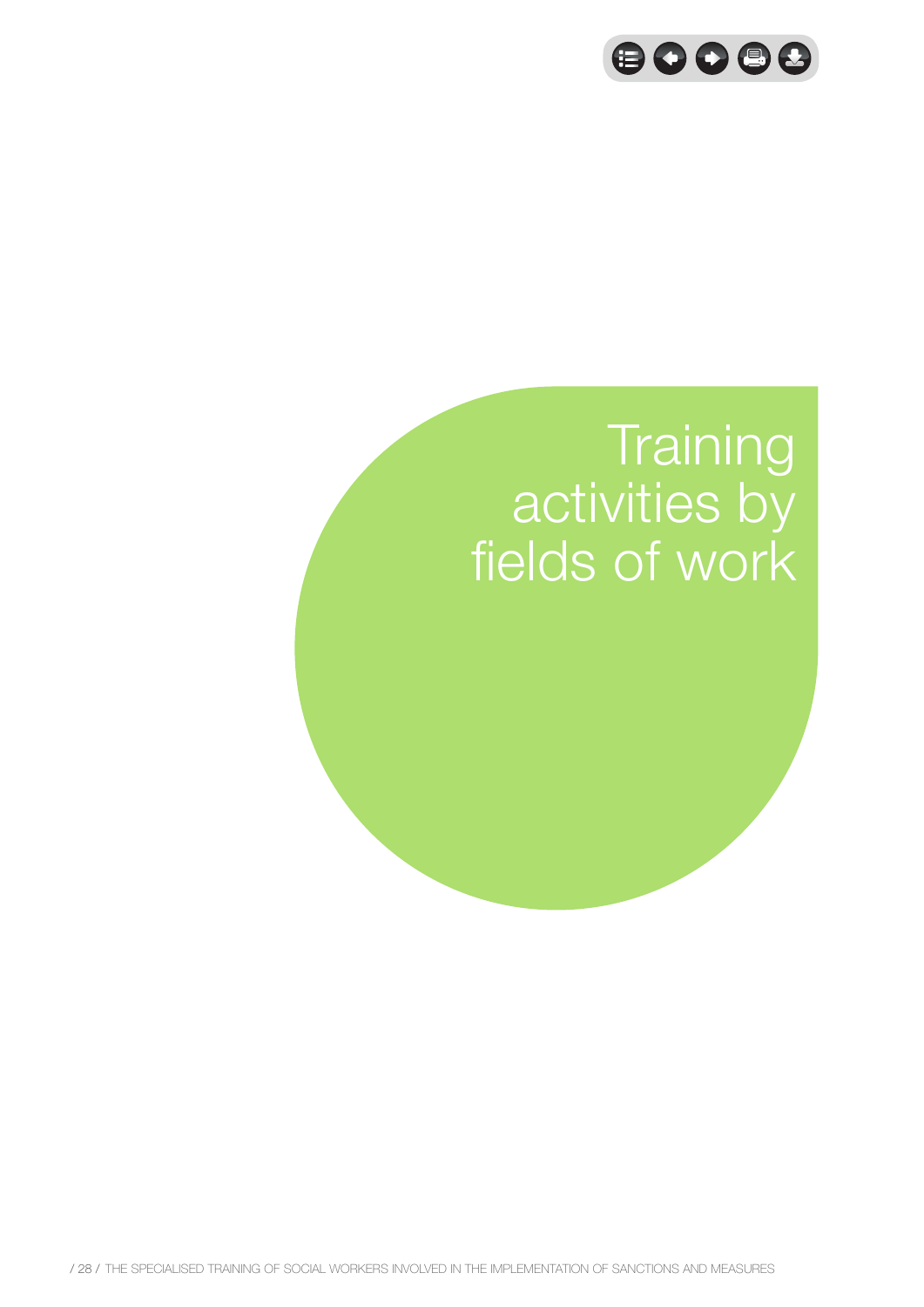# Training activities by fields of work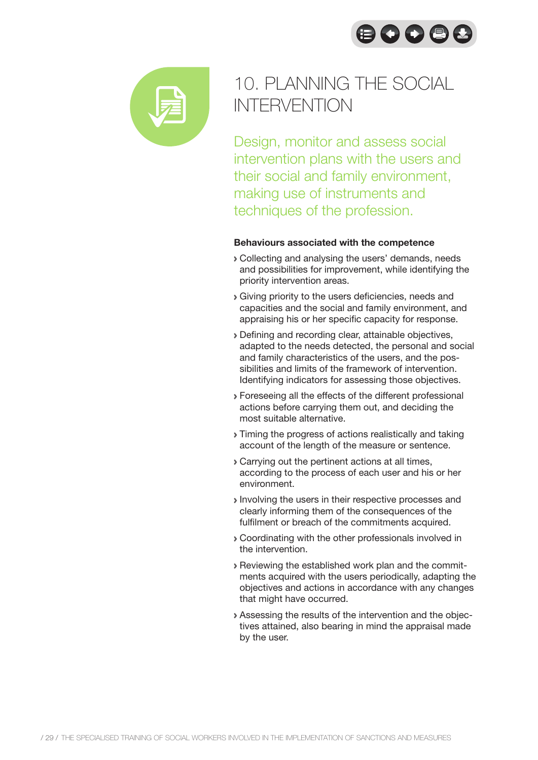# 10. PLANNING THE SOCIAL INTERVENTION

Design, monitor and assess social intervention plans with the users and their social and family environment, making use of instruments and techniques of the profession.

**Behaviours associated with the competence**

- Collecting and analysing the users' demands, needs and possibilities for improvement, while identifying the priority intervention areas.
- Giving priority to the users deficiencies, needs and capacities and the social and family environment, and appraising his or her specific capacity for response.
- Defining and recording clear, attainable objectives, adapted to the needs detected, the personal and social and family characteristics of the users, and the possibilities and limits of the framework of intervention. Identifying indicators for assessing those objectives.
- Foreseeing all the effects of the different professional actions before carrying them out, and deciding the most suitable alternative.
- Timing the progress of actions realistically and taking account of the length of the measure or sentence.
- Carrying out the pertinent actions at all times, according to the process of each user and his or her environment.
- Involving the users in their respective processes and clearly informing them of the consequences of the fulfilment or breach of the commitments acquired.
- Coordinating with the other professionals involved in the intervention.
- Reviewing the established work plan and the commitments acquired with the users periodically, adapting the objectives and actions in accordance with any changes that might have occurred.
- Assessing the results of the intervention and the objectives attained, also bearing in mind the appraisal made by the user.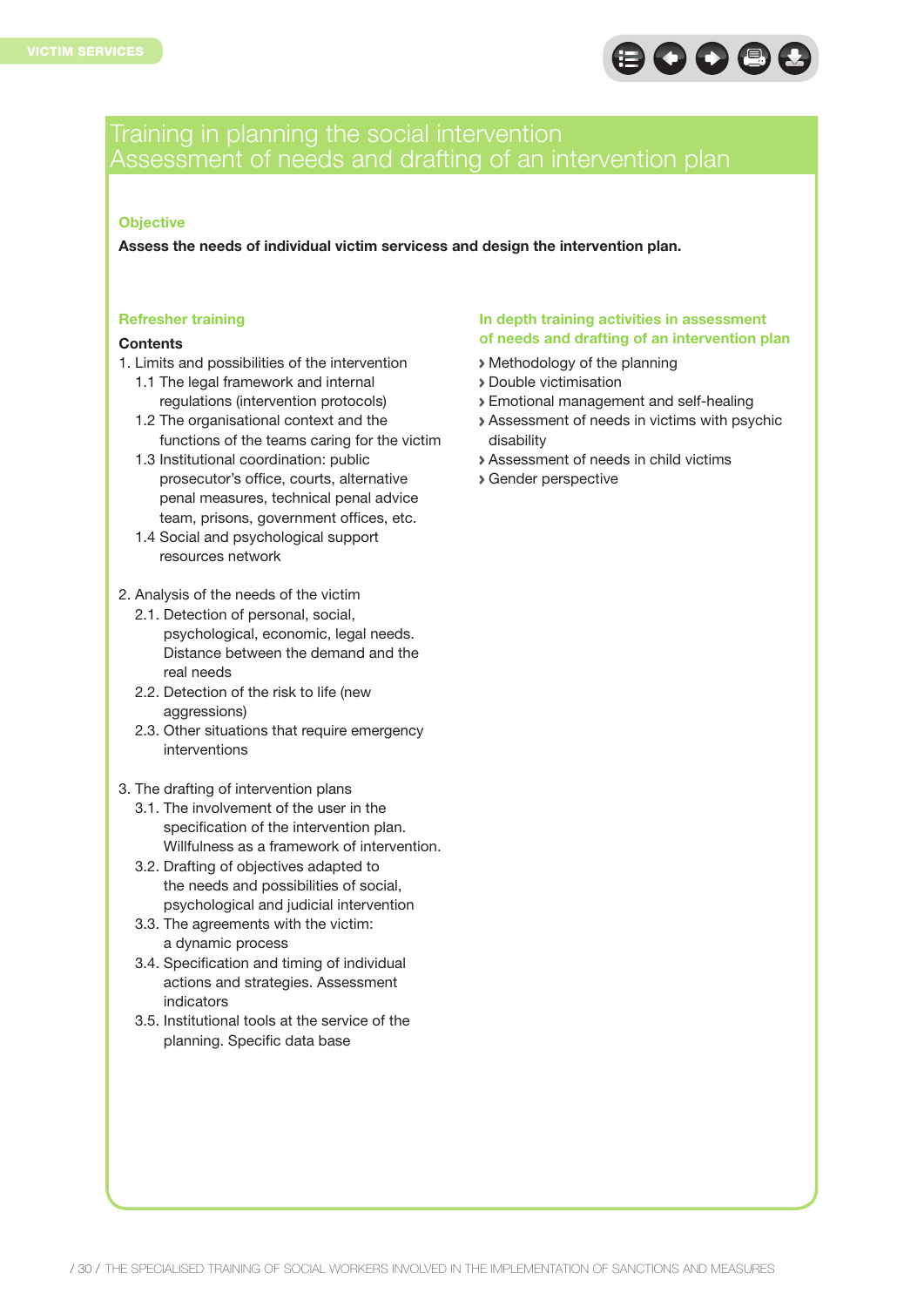# Training in planning the social intervention
## Assessment of needs and drafting of an intervention plan

### Objective

**Assess the needs of individual victim servicess and design the intervention plan.**

### Refresher training

**Contents**

1. Limits and possibilities of the intervention
   - 1.1 The legal framework and internal regulations (intervention protocols)
   - 1.2 The organisational context and the functions of the teams caring for the victim
   - 1.3 Institutional coordination: public prosecutor's office, courts, alternative penal measures, technical penal advice team, prisons, government offices, etc.
   - 1.4 Social and psychological support resources network

2. Analysis of the needs of the victim
   - 2.1. Detection of personal, social, psychological, economic, legal needs. Distance between the demand and the real needs
   - 2.2. Detection of the risk to life (new aggressions)
   - 2.3. Other situations that require emergency interventions

3. The drafting of intervention plans
   - 3.1. The involvement of the user in the specification of the intervention plan. Willfulness as a framework of intervention.
   - 3.2. Drafting of objectives adapted to the needs and possibilities of social, psychological and judicial intervention
   - 3.3. The agreements with the victim: a dynamic process
   - 3.4. Specification and timing of individual actions and strategies. Assessment indicators
   - 3.5. Institutional tools at the service of the planning. Specific data base

### In depth training activities in assessment of needs and drafting of an intervention plan

- Methodology of the planning
- Double victimisation
- Emotional management and self-healing
- Assessment of needs in victims with psychic disability
- Assessment of needs in child victims
- Gender perspective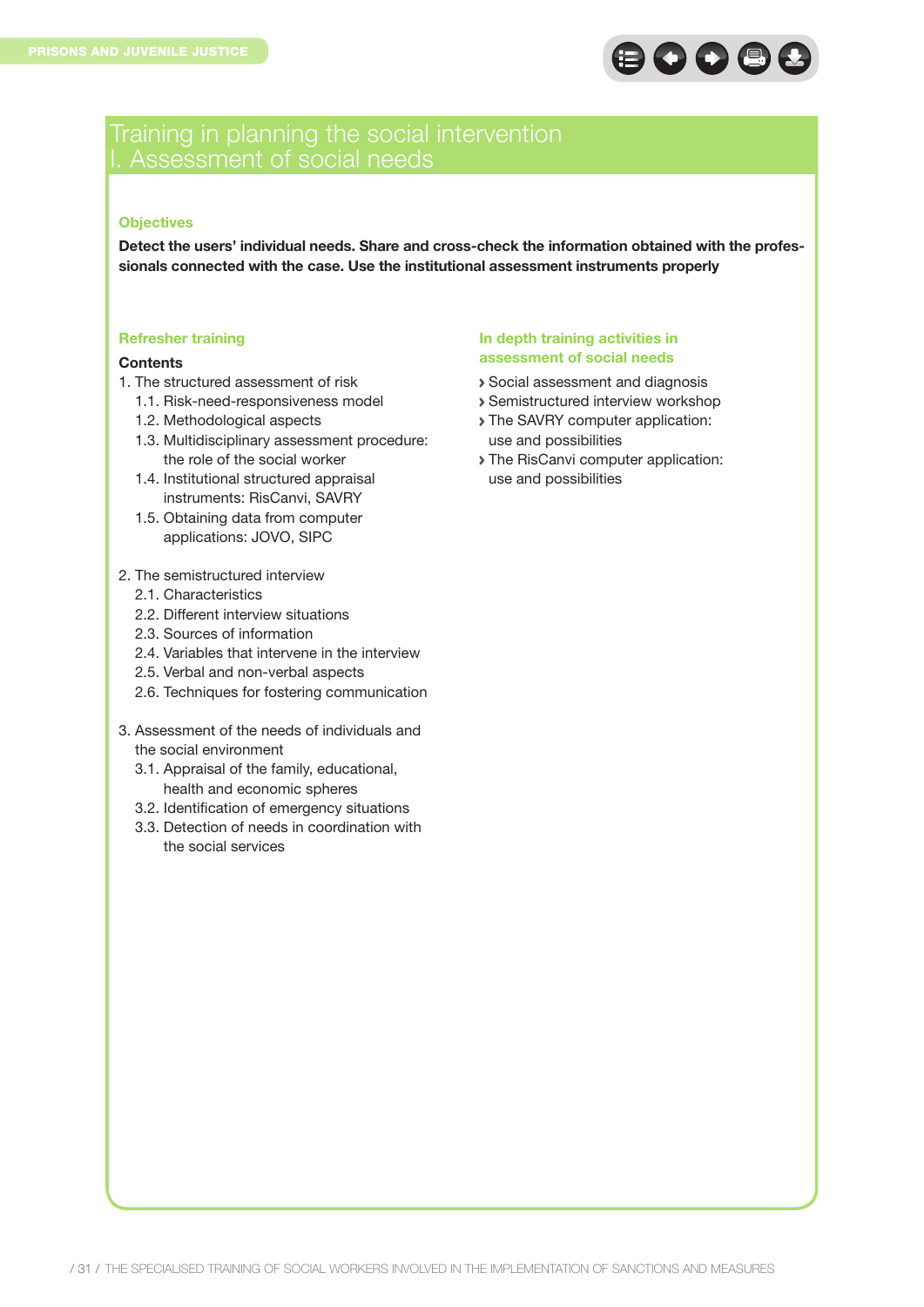# Training in planning the social intervention
# I. Assessment of social needs

### Objectives

**Detect the users' individual needs. Share and cross-check the information obtained with the professionals connected with the case. Use the institutional assessment instruments properly**

### Refresher training

**Contents**

1. The structured assessment of risk
    - 1.1. Risk-need-responsiveness model
    - 1.2. Methodological aspects
    - 1.3. Multidisciplinary assessment procedure: the role of the social worker
    - 1.4. Institutional structured appraisal instruments: RisCanvi, SAVRY
    - 1.5. Obtaining data from computer applications: JOVO, SIPC

2. The semistructured interview
    - 2.1. Characteristics
    - 2.2. Different interview situations
    - 2.3. Sources of information
    - 2.4. Variables that intervene in the interview
    - 2.5. Verbal and non-verbal aspects
    - 2.6. Techniques for fostering communication

3. Assessment of the needs of individuals and the social environment
    - 3.1. Appraisal of the family, educational, health and economic spheres
    - 3.2. Identification of emergency situations
    - 3.3. Detection of needs in coordination with the social services

### In depth training activities in assessment of social needs

- Social assessment and diagnosis
- Semistructured interview workshop
- The SAVRY computer application: use and possibilities
- The RisCanvi computer application: use and possibilities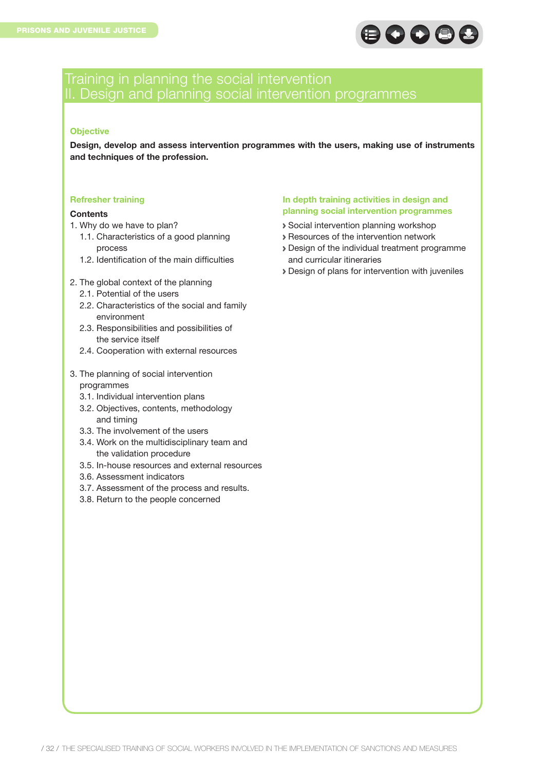# Training in planning the social intervention
## II. Design and planning social intervention programmes

### Objective

**Design, develop and assess intervention programmes with the users, making use of instruments and techniques of the profession.**

### Refresher training

**Contents**

1. Why do we have to plan?
    - 1.1. Characteristics of a good planning process
    - 1.2. Identification of the main difficulties

2. The global context of the planning
    - 2.1. Potential of the users
    - 2.2. Characteristics of the social and family environment
    - 2.3. Responsibilities and possibilities of the service itself
    - 2.4. Cooperation with external resources

3. The planning of social intervention programmes
    - 3.1. Individual intervention plans
    - 3.2. Objectives, contents, methodology and timing
    - 3.3. The involvement of the users
    - 3.4. Work on the multidisciplinary team and the validation procedure
    - 3.5. In-house resources and external resources
    - 3.6. Assessment indicators
    - 3.7. Assessment of the process and results.
    - 3.8. Return to the people concerned

### In depth training activities in design and planning social intervention programmes

- Social intervention planning workshop
- Resources of the intervention network
- Design of the individual treatment programme and curricular itineraries
- Design of plans for intervention with juveniles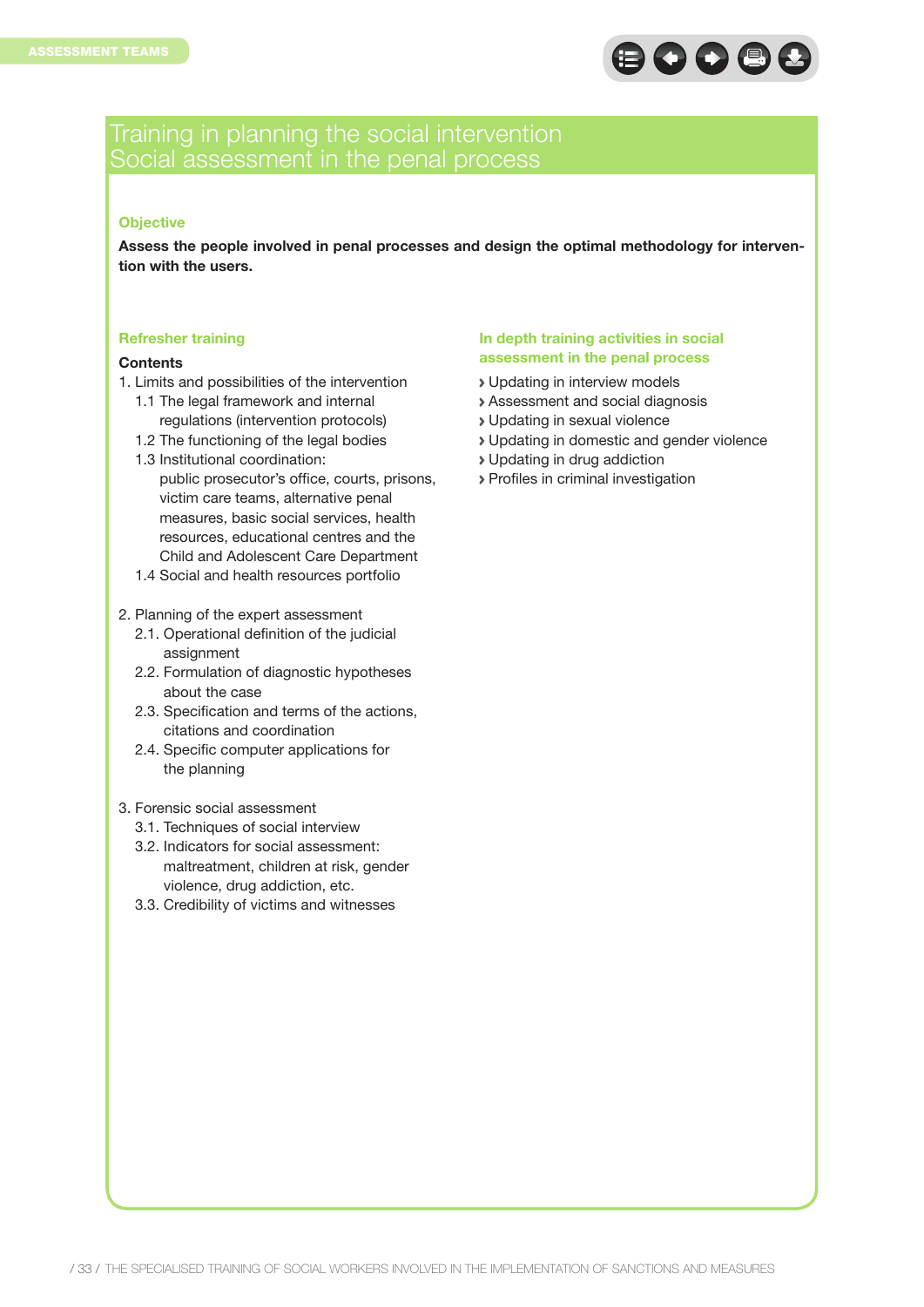# Training in planning the social intervention
# Social assessment in the penal process

### Objective

**Assess the people involved in penal processes and design the optimal methodology for intervention with the users.**

### Refresher training

**Contents**

1. Limits and possibilities of the intervention
   - 1.1 The legal framework and internal regulations (intervention protocols)
   - 1.2 The functioning of the legal bodies
   - 1.3 Institutional coordination: public prosecutor's office, courts, prisons, victim care teams, alternative penal measures, basic social services, health resources, educational centres and the Child and Adolescent Care Department
   - 1.4 Social and health resources portfolio

2. Planning of the expert assessment
   - 2.1. Operational definition of the judicial assignment
   - 2.2. Formulation of diagnostic hypotheses about the case
   - 2.3. Specification and terms of the actions, citations and coordination
   - 2.4. Specific computer applications for the planning

3. Forensic social assessment
   - 3.1. Techniques of social interview
   - 3.2. Indicators for social assessment: maltreatment, children at risk, gender violence, drug addiction, etc.
   - 3.3. Credibility of victims and witnesses

### In depth training activities in social assessment in the penal process

- Updating in interview models
- Assessment and social diagnosis
- Updating in sexual violence
- Updating in domestic and gender violence
- Updating in drug addiction
- Profiles in criminal investigation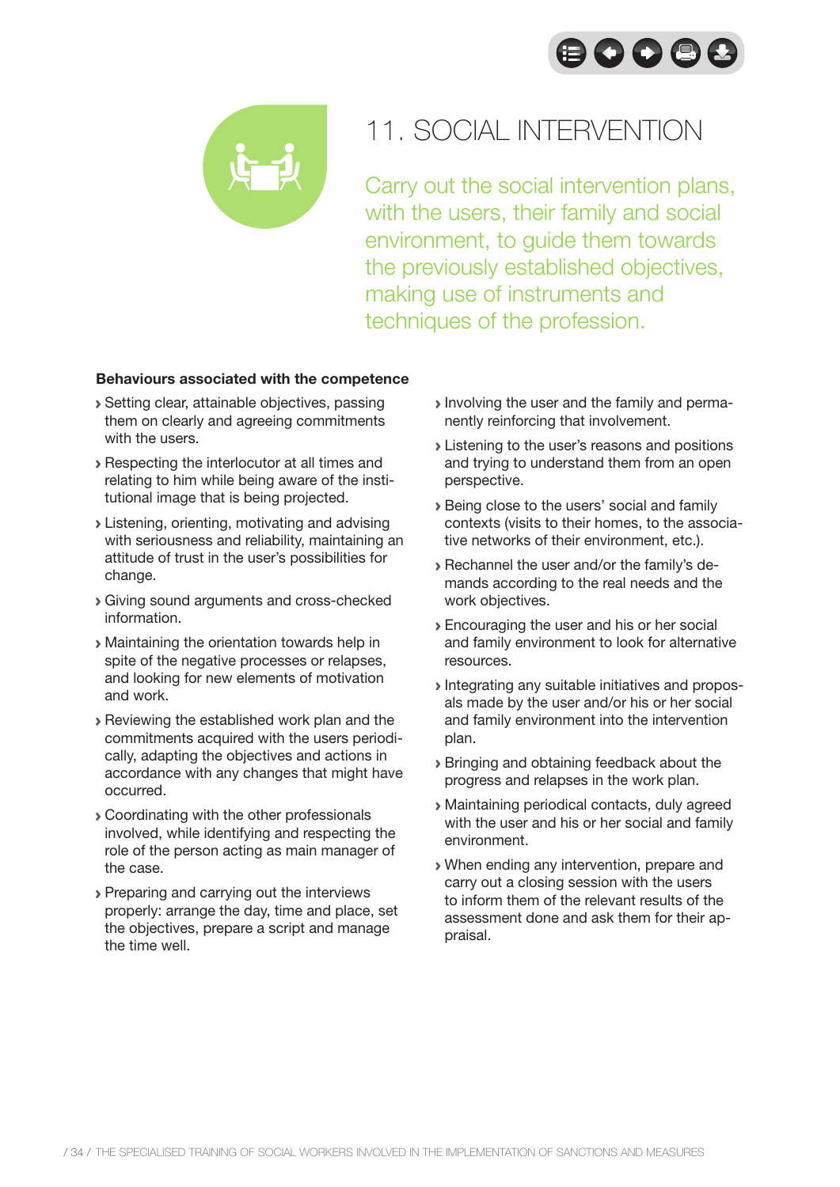# 11. SOCIAL INTERVENTION

Carry out the social intervention plans, with the users, their family and social environment, to guide them towards the previously established objectives, making use of instruments and techniques of the profession.

**Behaviours associated with the competence**

- Setting clear, attainable objectives, passing them on clearly and agreeing commitments with the users.
- Respecting the interlocutor at all times and relating to him while being aware of the institutional image that is being projected.
- Listening, orienting, motivating and advising with seriousness and reliability, maintaining an attitude of trust in the user's possibilities for change.
- Giving sound arguments and cross-checked information.
- Maintaining the orientation towards help in spite of the negative processes or relapses, and looking for new elements of motivation and work.
- Reviewing the established work plan and the commitments acquired with the users periodically, adapting the objectives and actions in accordance with any changes that might have occurred.
- Coordinating with the other professionals involved, while identifying and respecting the role of the person acting as main manager of the case.
- Preparing and carrying out the interviews properly: arrange the day, time and place, set the objectives, prepare a script and manage the time well.
- Involving the user and the family and permanently reinforcing that involvement.
- Listening to the user's reasons and positions and trying to understand them from an open perspective.
- Being close to the users' social and family contexts (visits to their homes, to the associative networks of their environment, etc.).
- Rechannel the user and/or the family's demands according to the real needs and the work objectives.
- Encouraging the user and his or her social and family environment to look for alternative resources.
- Integrating any suitable initiatives and proposals made by the user and/or his or her social and family environment into the intervention plan.
- Bringing and obtaining feedback about the progress and relapses in the work plan.
- Maintaining periodical contacts, duly agreed with the user and his or her social and family environment.
- When ending any intervention, prepare and carry out a closing session with the users to inform them of the relevant results of the assessment done and ask them for their appraisal.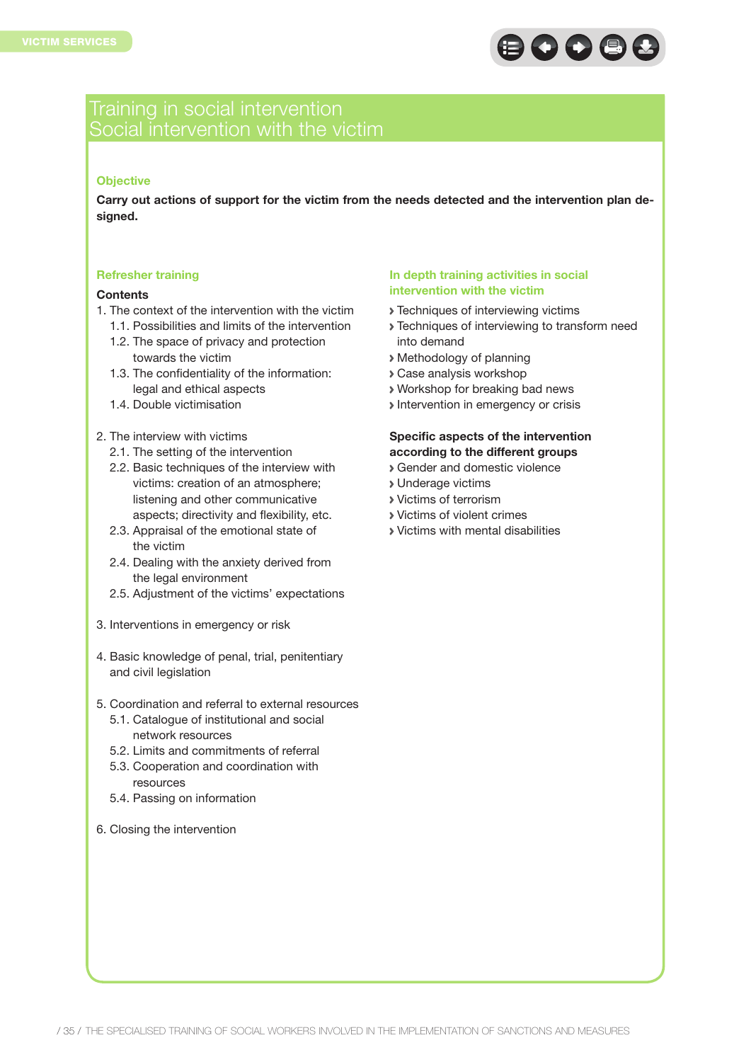# Training in social intervention
## Social intervention with the victim

### Objective

**Carry out actions of support for the victim from the needs detected and the intervention plan designed.**

### Refresher training

**Contents**

1. The context of the intervention with the victim
    1.1. Possibilities and limits of the intervention
    1.2. The space of privacy and protection towards the victim
    1.3. The confidentiality of the information: legal and ethical aspects
    1.4. Double victimisation

2. The interview with victims
    2.1. The setting of the intervention
    2.2. Basic techniques of the interview with victims: creation of an atmosphere; listening and other communicative aspects; directivity and flexibility, etc.
    2.3. Appraisal of the emotional state of the victim
    2.4. Dealing with the anxiety derived from the legal environment
    2.5. Adjustment of the victims' expectations

3. Interventions in emergency or risk

4. Basic knowledge of penal, trial, penitentiary and civil legislation

5. Coordination and referral to external resources
    5.1. Catalogue of institutional and social network resources
    5.2. Limits and commitments of referral
    5.3. Cooperation and coordination with resources
    5.4. Passing on information

6. Closing the intervention

### In depth training activities in social intervention with the victim

- Techniques of interviewing victims
- Techniques of interviewing to transform need into demand
- Methodology of planning
- Case analysis workshop
- Workshop for breaking bad news
- Intervention in emergency or crisis

**Specific aspects of the intervention according to the different groups**

- Gender and domestic violence
- Underage victims
- Victims of terrorism
- Victims of violent crimes
- Victims with mental disabilities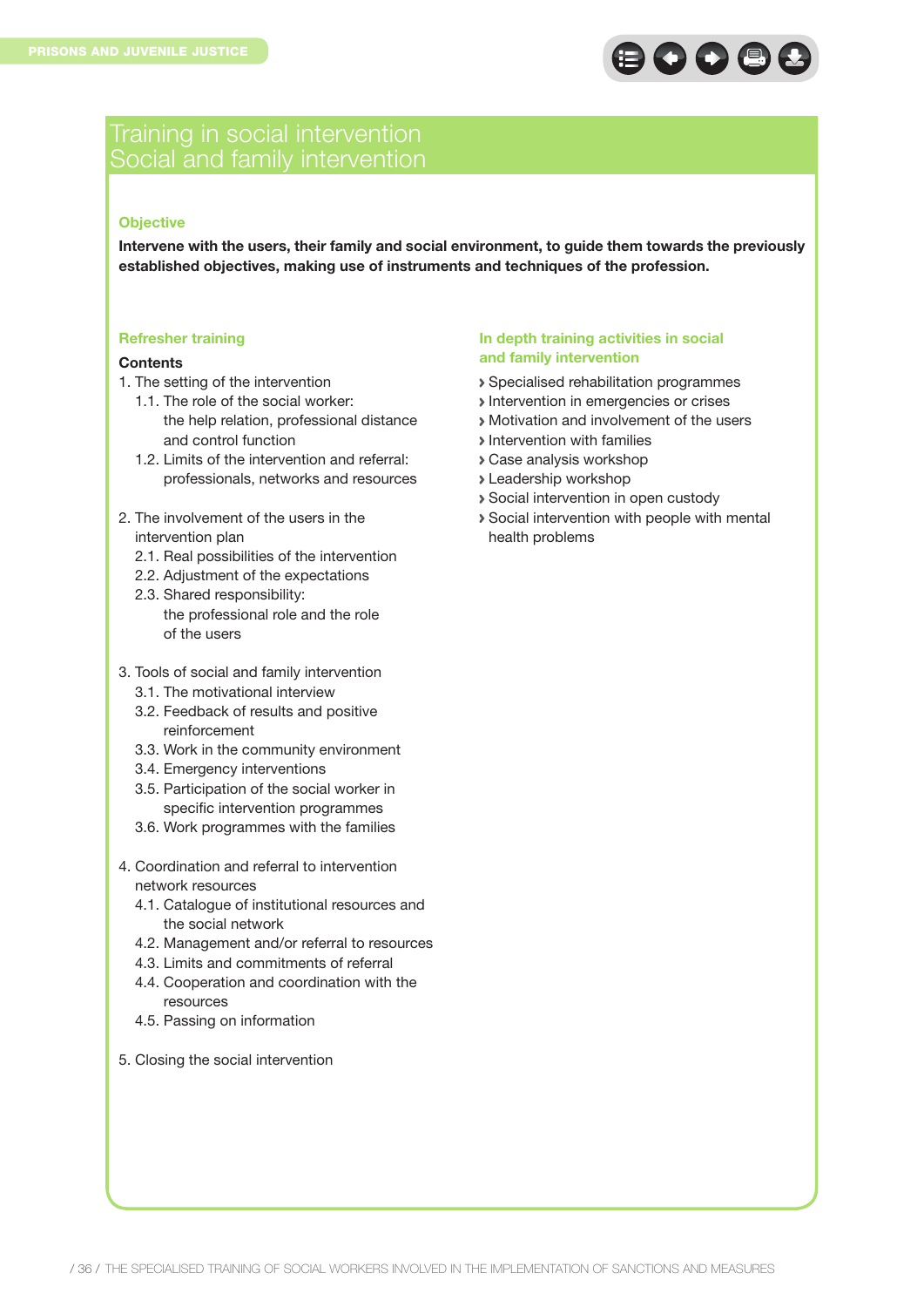# Training in social intervention
# Social and family intervention

### Objective

**Intervene with the users, their family and social environment, to guide them towards the previously established objectives, making use of instruments and techniques of the profession.**

### Refresher training

**Contents**

1. The setting of the intervention
   - 1.1. The role of the social worker: the help relation, professional distance and control function
   - 1.2. Limits of the intervention and referral: professionals, networks and resources
2. The involvement of the users in the intervention plan
   - 2.1. Real possibilities of the intervention
   - 2.2. Adjustment of the expectations
   - 2.3. Shared responsibility: the professional role and the role of the users
3. Tools of social and family intervention
   - 3.1. The motivational interview
   - 3.2. Feedback of results and positive reinforcement
   - 3.3. Work in the community environment
   - 3.4. Emergency interventions
   - 3.5. Participation of the social worker in specific intervention programmes
   - 3.6. Work programmes with the families
4. Coordination and referral to intervention network resources
   - 4.1. Catalogue of institutional resources and the social network
   - 4.2. Management and/or referral to resources
   - 4.3. Limits and commitments of referral
   - 4.4. Cooperation and coordination with the resources
   - 4.5. Passing on information
5. Closing the social intervention

### In depth training activities in social and family intervention

- Specialised rehabilitation programmes
- Intervention in emergencies or crises
- Motivation and involvement of the users
- Intervention with families
- Case analysis workshop
- Leadership workshop
- Social intervention in open custody
- Social intervention with people with mental health problems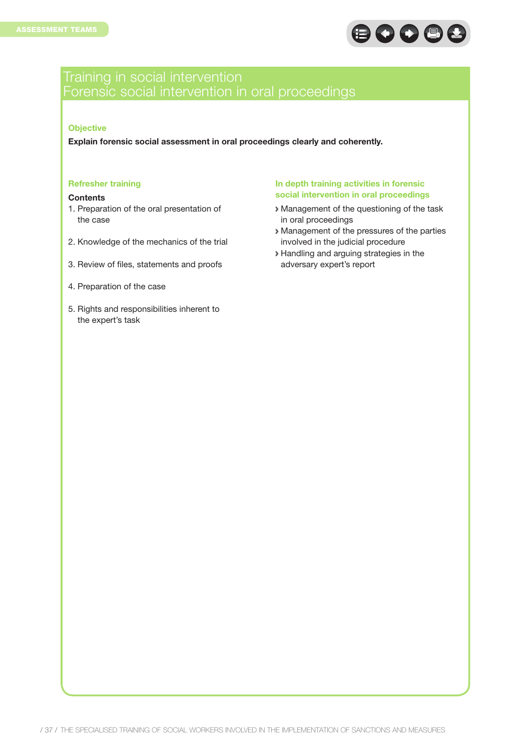# Training in social intervention
## Forensic social intervention in oral proceedings

### Objective

**Explain forensic social assessment in oral proceedings clearly and coherently.**

### Refresher training

**Contents**

1. Preparation of the oral presentation of the case
2. Knowledge of the mechanics of the trial
3. Review of files, statements and proofs
4. Preparation of the case
5. Rights and responsibilities inherent to the expert's task

### In depth training activities in forensic social intervention in oral proceedings

- Management of the questioning of the task in oral proceedings
- Management of the pressures of the parties involved in the judicial procedure
- Handling and arguing strategies in the adversary expert's report